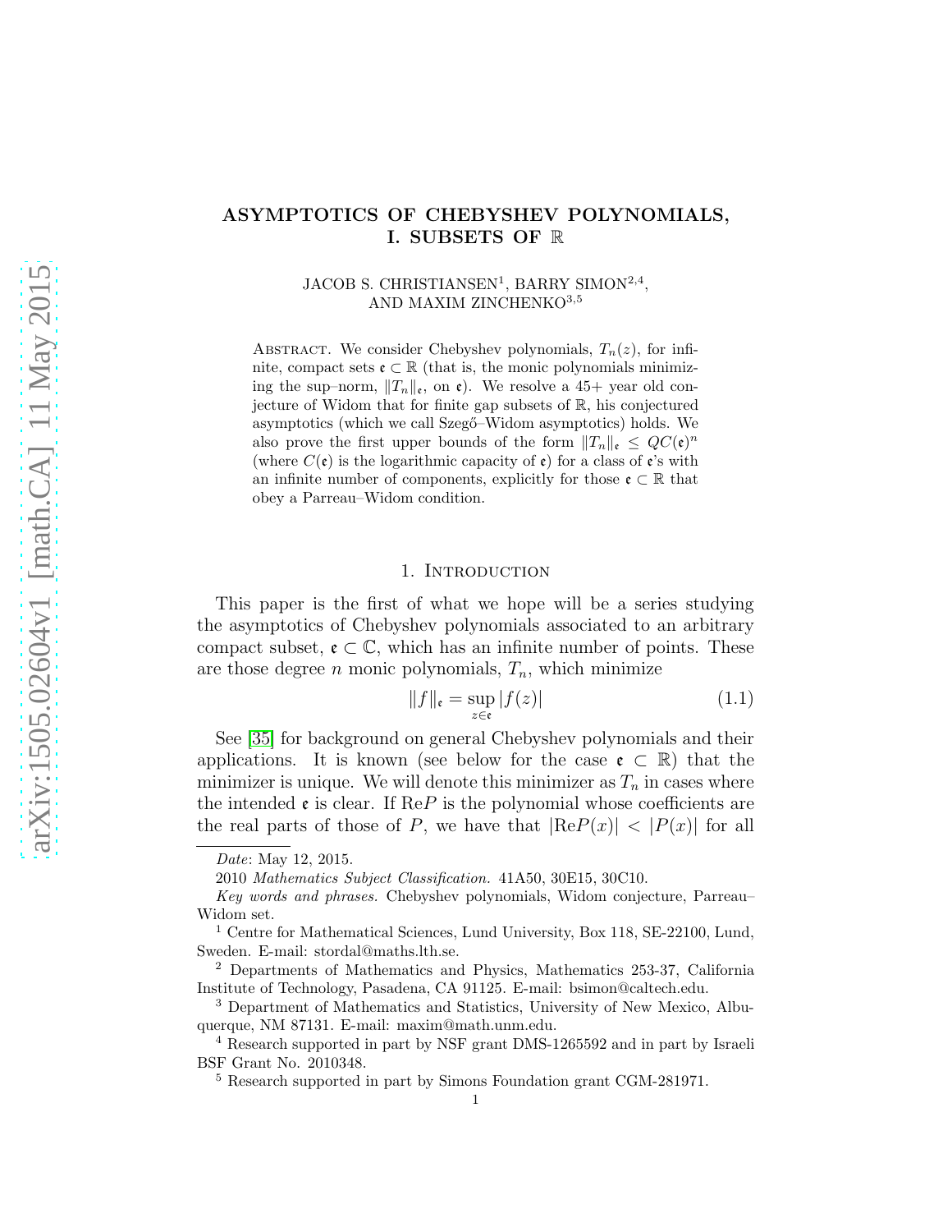# ASYMPTOTICS OF CHEBYSHEV POLYNOMIALS, I. SUBSETS OF $\mathbb{R}$

JACOB S. CHRISTIANSEN[1], BARRY SIMON[2,4], AND MAXIM ZINCHENKO[3,5]

Abstract. We consider Chebyshev polynomials, $T_n(z)$, for infinite, compact sets $\mathfrak{e} \subset \mathbb{R}$ (that is, the monic polynomials minimizing the sup–norm, $\|T_n\|_{\mathfrak{e}}$, on $\mathfrak{e}$). We resolve a 45+ year old conjecture of Widom that for finite gap subsets of $\mathbb{R}$, his conjectured asymptotics (which we call Szegő–Widom asymptotics) holds. We also prove the first upper bounds of the form $\|T_n\|_{\mathfrak{e}} \leq QC(\mathfrak{e})^n$ (where $C(\mathfrak{e})$ is the logarithmic capacity of $\mathfrak{e}$) for a class of $\mathfrak{e}$'s with an infinite number of components, explicitly for those $\mathfrak{e} \subset \mathbb{R}$ that obey a Parreau–Widom condition.

## 1. Introduction

This paper is the first of what we hope will be a series studying the asymptotics of Chebyshev polynomials associated to an arbitrary compact subset, $\mathfrak{e} \subset \mathbb{C}$, which has an infinite number of points. These are those degree $n$ monic polynomials, $T_n$, which minimize

$$\|f\|_{\mathfrak{e}} = \sup_{z \in \mathfrak{e}} |f(z)| \tag{1.1}$$

See [35] for background on general Chebyshev polynomials and their applications. It is known (see below for the case $\mathfrak{e} \subset \mathbb{R}$) that the minimizer is unique. We will denote this minimizer as $T_n$ in cases where the intended $\mathfrak{e}$ is clear. If $\mathrm{Re}P$ is the polynomial whose coefficients are the real parts of those of $P$, we have that $|\mathrm{Re}P(x)| < |P(x)|$ for all

---

*Date*: May 12, 2015.

2010 *Mathematics Subject Classification.* 41A50, 30E15, 30C10.

*Key words and phrases.* Chebyshev polynomials, Widom conjecture, Parreau–Widom set.

[1] Centre for Mathematical Sciences, Lund University, Box 118, SE-22100, Lund, Sweden. E-mail: stordal@maths.lth.se.

[2] Departments of Mathematics and Physics, Mathematics 253-37, California Institute of Technology, Pasadena, CA 91125. E-mail: bsimon@caltech.edu.

[3] Department of Mathematics and Statistics, University of New Mexico, Albuquerque, NM 87131. E-mail: maxim@math.unm.edu.

[4] Research supported in part by NSF grant DMS-1265592 and in part by Israeli BSF Grant No. 2010348.

[5] Research supported in part by Simons Foundation grant CGM-281971.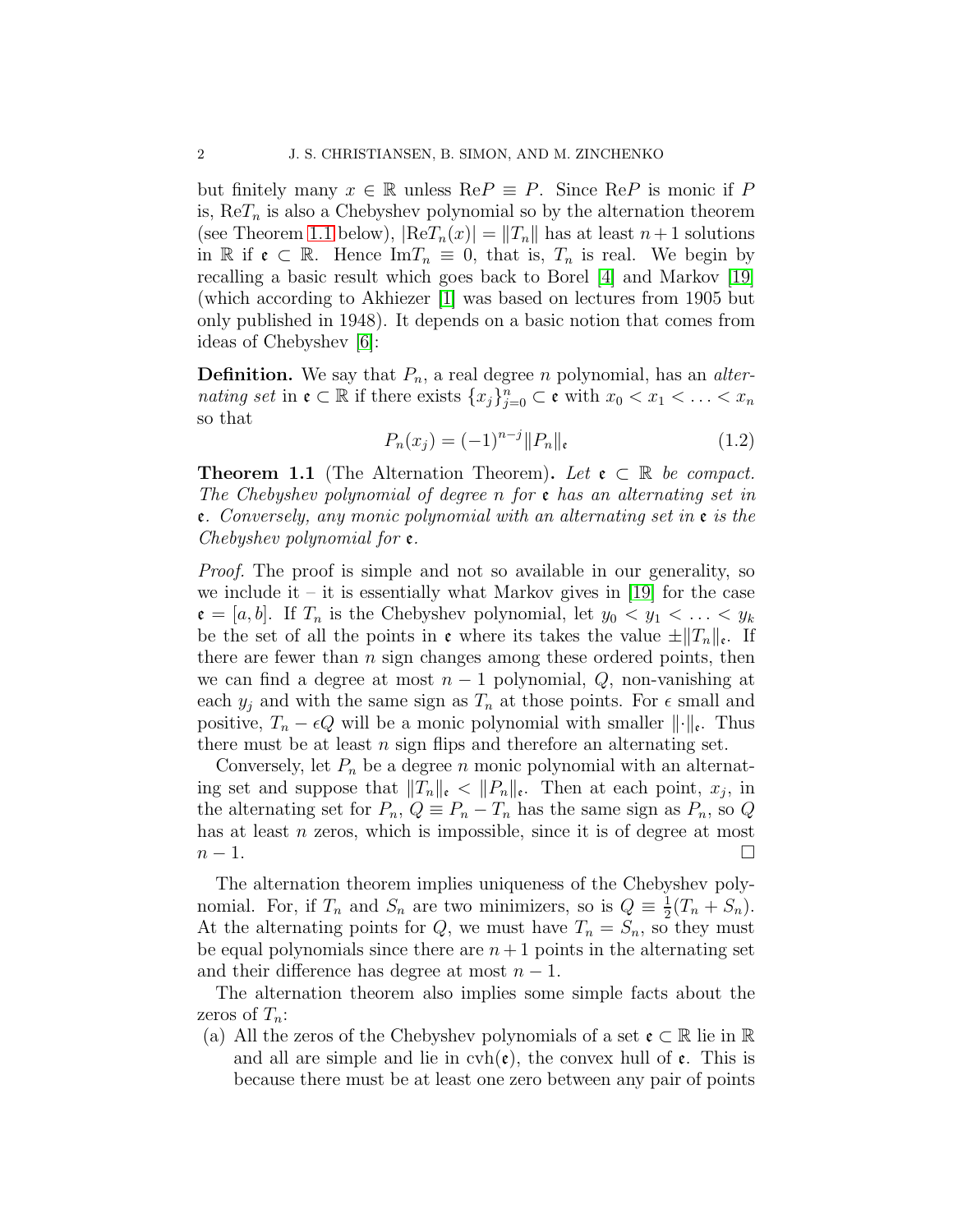but finitely many $x \in \mathbb{R}$ unless $\mathrm{Re}P \equiv P$. Since $\mathrm{Re}P$ is monic if $P$ is, $\mathrm{Re}T_n$ is also a Chebyshev polynomial so by the alternation theorem (see Theorem 1.1 below), $|\mathrm{Re}T_n(x)| = \|T_n\|$ has at least $n+1$ solutions in $\mathbb{R}$ if $\mathfrak{e} \subset \mathbb{R}$. Hence $\mathrm{Im}T_n \equiv 0$, that is, $T_n$ is real. We begin by recalling a basic result which goes back to Borel [4] and Markov [19] (which according to Akhiezer [1] was based on lectures from 1905 but only published in 1948). It depends on a basic notion that comes from ideas of Chebyshev [6]:

**Definition.** We say that $P_n$, a real degree $n$ polynomial, has an *alternating set* in $\mathfrak{e} \subset \mathbb{R}$ if there exists $\{x_j\}_{j=0}^n \subset \mathfrak{e}$ with $x_0 < x_1 < \ldots < x_n$ so that

$$P_n(x_j) = (-1)^{n-j} \|P_n\|_{\mathfrak{e}} \tag{1.2}$$

**Theorem 1.1** (The Alternation Theorem)**.** *Let $\mathfrak{e} \subset \mathbb{R}$ be compact. The Chebyshev polynomial of degree $n$ for $\mathfrak{e}$ has an alternating set in $\mathfrak{e}$. Conversely, any monic polynomial with an alternating set in $\mathfrak{e}$ is the Chebyshev polynomial for $\mathfrak{e}$.*

*Proof.* The proof is simple and not so available in our generality, so we include it – it is essentially what Markov gives in [19] for the case $\mathfrak{e} = [a, b]$. If $T_n$ is the Chebyshev polynomial, let $y_0 < y_1 < \ldots < y_k$ be the set of all the points in $\mathfrak{e}$ where its takes the value $\pm\|T_n\|_{\mathfrak{e}}$. If there are fewer than $n$ sign changes among these ordered points, then we can find a degree at most $n-1$ polynomial, $Q$, non-vanishing at each $y_j$ and with the same sign as $T_n$ at those points. For $\epsilon$ small and positive, $T_n - \epsilon Q$ will be a monic polynomial with smaller $\|\cdot\|_{\mathfrak{e}}$. Thus there must be at least $n$ sign flips and therefore an alternating set.

Conversely, let $P_n$ be a degree $n$ monic polynomial with an alternating set and suppose that $\|T_n\|_{\mathfrak{e}} < \|P_n\|_{\mathfrak{e}}$. Then at each point, $x_j$, in the alternating set for $P_n$, $Q \equiv P_n - T_n$ has the same sign as $P_n$, so $Q$ has at least $n$ zeros, which is impossible, since it is of degree at most $n-1$. $\square$

The alternation theorem implies uniqueness of the Chebyshev polynomial. For, if $T_n$ and $S_n$ are two minimizers, so is $Q \equiv \frac{1}{2}(T_n + S_n)$. At the alternating points for $Q$, we must have $T_n = S_n$, so they must be equal polynomials since there are $n+1$ points in the alternating set and their difference has degree at most $n-1$.

The alternation theorem also implies some simple facts about the zeros of $T_n$:

(a) All the zeros of the Chebyshev polynomials of a set $\mathfrak{e} \subset \mathbb{R}$ lie in $\mathbb{R}$ and all are simple and lie in $\mathrm{cvh}(\mathfrak{e})$, the convex hull of $\mathfrak{e}$. This is because there must be at least one zero between any pair of points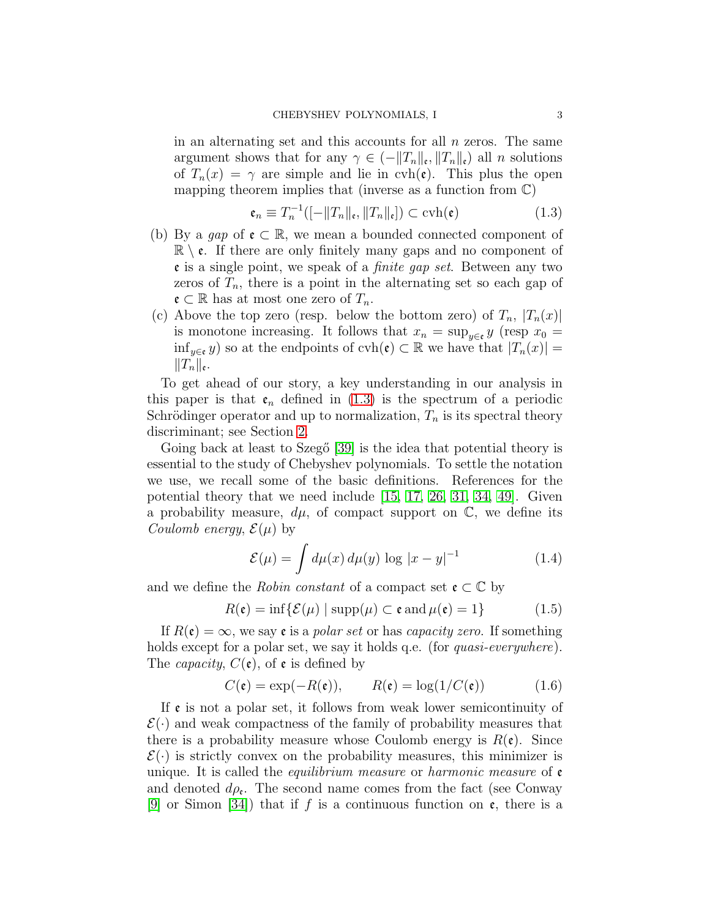in an alternating set and this accounts for all $n$ zeros. The same argument shows that for any $\gamma \in (-\|T_n\|_{\mathfrak{e}}, \|T_n\|_{\mathfrak{e}})$ all $n$ solutions of $T_n(x) = \gamma$ are simple and lie in $\mathrm{cvh}(\mathfrak{e})$. This plus the open mapping theorem implies that (inverse as a function from $\mathbb{C}$)

$$\mathfrak{e}_n \equiv T_n^{-1}([-\|T_n\|_{\mathfrak{e}}, \|T_n\|_{\mathfrak{e}}]) \subset \mathrm{cvh}(\mathfrak{e}) \tag{1.3}$$

(b) By a *gap* of $\mathfrak{e} \subset \mathbb{R}$, we mean a bounded connected component of $\mathbb{R} \setminus \mathfrak{e}$. If there are only finitely many gaps and no component of $\mathfrak{e}$ is a single point, we speak of a *finite gap set*. Between any two zeros of $T_n$, there is a point in the alternating set so each gap of $\mathfrak{e} \subset \mathbb{R}$ has at most one zero of $T_n$.

(c) Above the top zero (resp. below the bottom zero) of $T_n$, $|T_n(x)|$ is monotone increasing. It follows that $x_n = \sup_{y \in \mathfrak{e}} y$ (resp $x_0 = \inf_{y \in \mathfrak{e}} y$) so at the endpoints of $\mathrm{cvh}(\mathfrak{e}) \subset \mathbb{R}$ we have that $|T_n(x)| = \|T_n\|_{\mathfrak{e}}$.

To get ahead of our story, a key understanding in our analysis in this paper is that $\mathfrak{e}_n$ defined in (1.3) is the spectrum of a periodic Schrödinger operator and up to normalization, $T_n$ is its spectral theory discriminant; see Section 2.

Going back at least to Szegő [39] is the idea that potential theory is essential to the study of Chebyshev polynomials. To settle the notation we use, we recall some of the basic definitions. References for the potential theory that we need include [15, 17, 26, 31, 34, 49]. Given a probability measure, $d\mu$, of compact support on $\mathbb{C}$, we define its *Coulomb energy*, $\mathcal{E}(\mu)$ by

$$\mathcal{E}(\mu) = \int d\mu(x)\, d\mu(y) \, \log\, |x-y|^{-1} \tag{1.4}$$

and we define the *Robin constant* of a compact set $\mathfrak{e} \subset \mathbb{C}$ by

$$R(\mathfrak{e}) = \inf\{\mathcal{E}(\mu) \mid \mathrm{supp}(\mu) \subset \mathfrak{e} \, \text{and} \, \mu(\mathfrak{e}) = 1\} \tag{1.5}$$

If $R(\mathfrak{e}) = \infty$, we say $\mathfrak{e}$ is a *polar set* or has *capacity zero*. If something holds except for a polar set, we say it holds q.e. (for *quasi-everywhere*). The *capacity*, $C(\mathfrak{e})$, of $\mathfrak{e}$ is defined by

$$C(\mathfrak{e}) = \exp(-R(\mathfrak{e})), \qquad R(\mathfrak{e}) = \log(1/C(\mathfrak{e})) \tag{1.6}$$

If $\mathfrak{e}$ is not a polar set, it follows from weak lower semicontinuity of $\mathcal{E}(\cdot)$ and weak compactness of the family of probability measures that there is a probability measure whose Coulomb energy is $R(\mathfrak{e})$. Since $\mathcal{E}(\cdot)$ is strictly convex on the probability measures, this minimizer is unique. It is called the *equilibrium measure* or *harmonic measure* of $\mathfrak{e}$ and denoted $d\rho_{\mathfrak{e}}$. The second name comes from the fact (see Conway [9] or Simon [34]) that if $f$ is a continuous function on $\mathfrak{e}$, there is a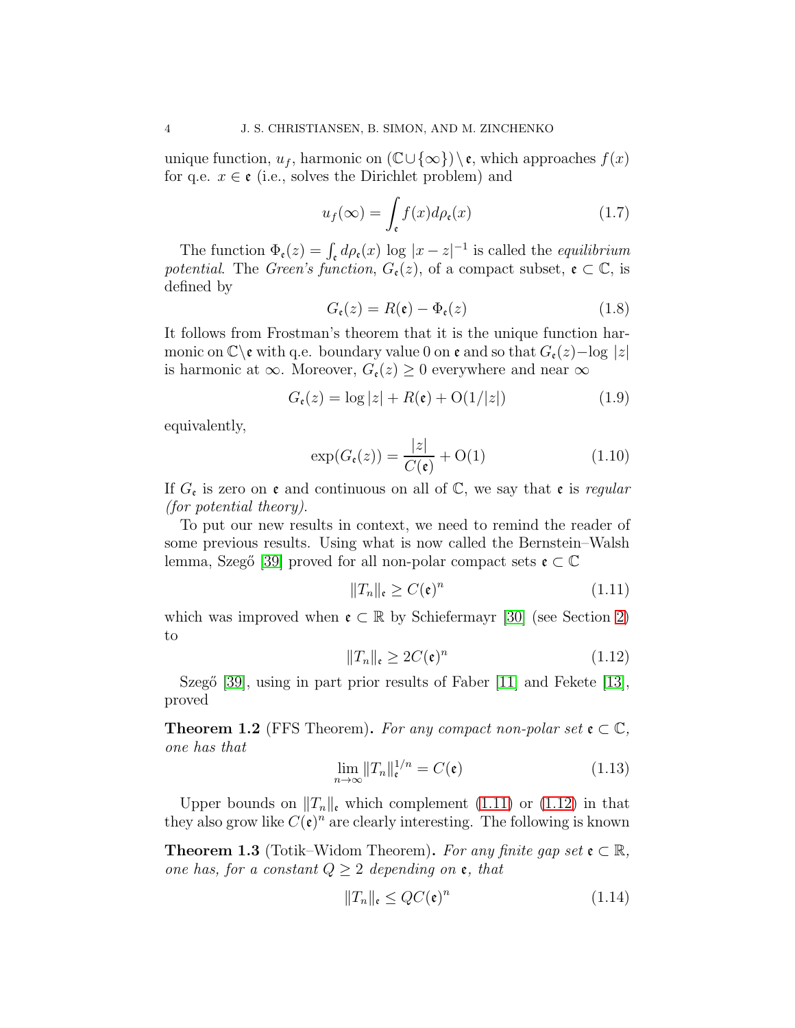unique function, $u_f$, harmonic on $(\mathbb{C}\cup\{\infty\})\setminus\mathfrak{e}$, which approaches $f(x)$ for q.e. $x\in\mathfrak{e}$ (i.e., solves the Dirichlet problem) and

$$u_f(\infty) = \int_{\mathfrak{e}} f(x)d\rho_{\mathfrak{e}}(x) \tag{1.7}$$

The function $\Phi_{\mathfrak{e}}(z) = \int_{\mathfrak{e}} d\rho_{\mathfrak{e}}(x)\,\log|x-z|^{-1}$ is called the *equilibrium potential*. The *Green's function*, $G_{\mathfrak{e}}(z)$, of a compact subset, $\mathfrak{e}\subset\mathbb{C}$, is defined by

$$G_{\mathfrak{e}}(z) = R(\mathfrak{e}) - \Phi_{\mathfrak{e}}(z) \tag{1.8}$$

It follows from Frostman's theorem that it is the unique function harmonic on $\mathbb{C}\setminus\mathfrak{e}$ with q.e. boundary value 0 on $\mathfrak{e}$ and so that $G_{\mathfrak{e}}(z)-\log|z|$ is harmonic at $\infty$. Moreover, $G_{\mathfrak{e}}(z)\geq 0$ everywhere and near $\infty$

$$G_{\mathfrak{e}}(z) = \log|z| + R(\mathfrak{e}) + \mathrm{O}(1/|z|) \tag{1.9}$$

equivalently,

$$\exp(G_{\mathfrak{e}}(z)) = \frac{|z|}{C(\mathfrak{e})} + \mathrm{O}(1) \tag{1.10}$$

If $G_{\mathfrak{e}}$ is zero on $\mathfrak{e}$ and continuous on all of $\mathbb{C}$, we say that $\mathfrak{e}$ is *regular (for potential theory)*.

To put our new results in context, we need to remind the reader of some previous results. Using what is now called the Bernstein–Walsh lemma, Szegő [39] proved for all non-polar compact sets $\mathfrak{e}\subset\mathbb{C}$

$$\|T_n\|_{\mathfrak{e}} \geq C(\mathfrak{e})^n \tag{1.11}$$

which was improved when $\mathfrak{e}\subset\mathbb{R}$ by Schiefermayr [30] (see Section 2) to

$$\|T_n\|_{\mathfrak{e}} \geq 2C(\mathfrak{e})^n \tag{1.12}$$

Szegő [39], using in part prior results of Faber [11] and Fekete [13], proved

**Theorem 1.2** (FFS Theorem)**.** *For any compact non-polar set $\mathfrak{e}\subset\mathbb{C}$, one has that*

$$\lim_{n\to\infty}\|T_n\|_{\mathfrak{e}}^{1/n} = C(\mathfrak{e}) \tag{1.13}$$

Upper bounds on $\|T_n\|_{\mathfrak{e}}$ which complement (1.11) or (1.12) in that they also grow like $C(\mathfrak{e})^n$ are clearly interesting. The following is known

**Theorem 1.3** (Totik–Widom Theorem)**.** *For any finite gap set $\mathfrak{e}\subset\mathbb{R}$, one has, for a constant $Q\geq 2$ depending on $\mathfrak{e}$, that*

$$\|T_n\|_{\mathfrak{e}} \leq QC(\mathfrak{e})^n \tag{1.14}$$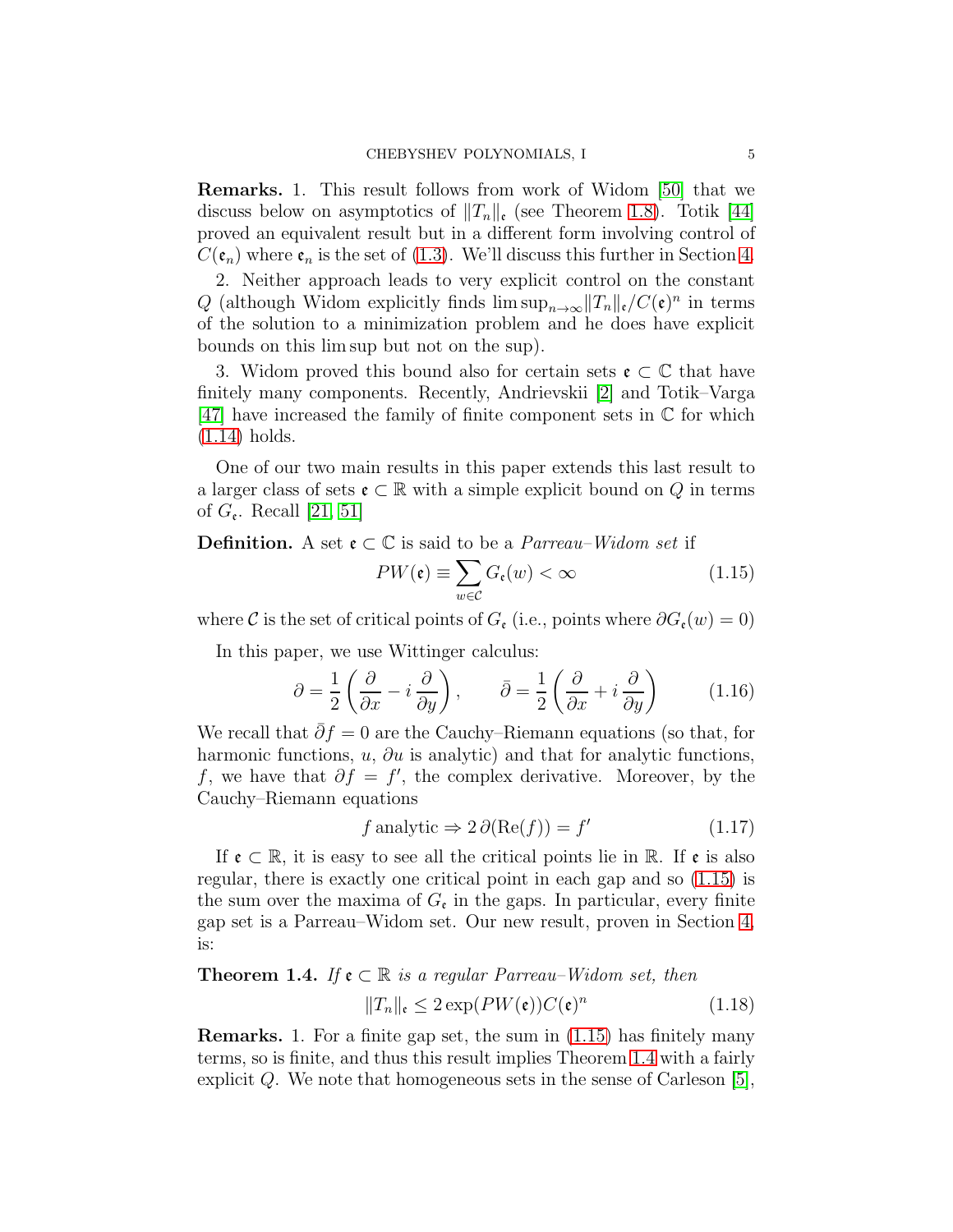**Remarks.** 1. This result follows from work of Widom [50] that we discuss below on asymptotics of $\|T_n\|_{\mathfrak{e}}$ (see Theorem 1.8). Totik [44] proved an equivalent result but in a different form involving control of $C(\mathfrak{e}_n)$ where $\mathfrak{e}_n$ is the set of (1.3). We'll discuss this further in Section 4.

2. Neither approach leads to very explicit control on the constant $Q$ (although Widom explicitly finds $\limsup_{n\to\infty}\|T_n\|_{\mathfrak{e}}/C(\mathfrak{e})^n$ in terms of the solution to a minimization problem and he does have explicit bounds on this lim sup but not on the sup).

3. Widom proved this bound also for certain sets $\mathfrak{e}\subset\mathbb{C}$ that have finitely many components. Recently, Andrievskii [2] and Totik–Varga [47] have increased the family of finite component sets in $\mathbb{C}$ for which (1.14) holds.

One of our two main results in this paper extends this last result to a larger class of sets $\mathfrak{e}\subset\mathbb{R}$ with a simple explicit bound on $Q$ in terms of $G_{\mathfrak{e}}$. Recall [21, 51]

**Definition.** A set $\mathfrak{e}\subset\mathbb{C}$ is said to be a *Parreau–Widom set* if

$$PW(\mathfrak{e}) \equiv \sum_{w\in\mathcal{C}} G_{\mathfrak{e}}(w) < \infty \tag{1.15}$$

where $\mathcal{C}$ is the set of critical points of $G_{\mathfrak{e}}$ (i.e., points where $\partial G_{\mathfrak{e}}(w)=0$)

In this paper, we use Wittinger calculus:

$$\partial = \frac{1}{2}\left(\frac{\partial}{\partial x} - i\,\frac{\partial}{\partial y}\right), \qquad \bar\partial = \frac{1}{2}\left(\frac{\partial}{\partial x} + i\,\frac{\partial}{\partial y}\right) \tag{1.16}$$

We recall that $\bar\partial f = 0$ are the Cauchy–Riemann equations (so that, for harmonic functions, $u$, $\partial u$ is analytic) and that for analytic functions, $f$, we have that $\partial f = f'$, the complex derivative. Moreover, by the Cauchy–Riemann equations

$$f \text{ analytic} \Rightarrow 2\,\partial(\mathrm{Re}(f)) = f' \tag{1.17}$$

If $\mathfrak{e}\subset\mathbb{R}$, it is easy to see all the critical points lie in $\mathbb{R}$. If $\mathfrak{e}$ is also regular, there is exactly one critical point in each gap and so (1.15) is the sum over the maxima of $G_{\mathfrak{e}}$ in the gaps. In particular, every finite gap set is a Parreau–Widom set. Our new result, proven in Section 4, is:

**Theorem 1.4.** *If $\mathfrak{e}\subset\mathbb{R}$ is a regular Parreau–Widom set, then*

$$\|T_n\|_{\mathfrak{e}} \le 2\exp(PW(\mathfrak{e}))C(\mathfrak{e})^n \tag{1.18}$$

**Remarks.** 1. For a finite gap set, the sum in (1.15) has finitely many terms, so is finite, and thus this result implies Theorem 1.4 with a fairly explicit $Q$. We note that homogeneous sets in the sense of Carleson [5],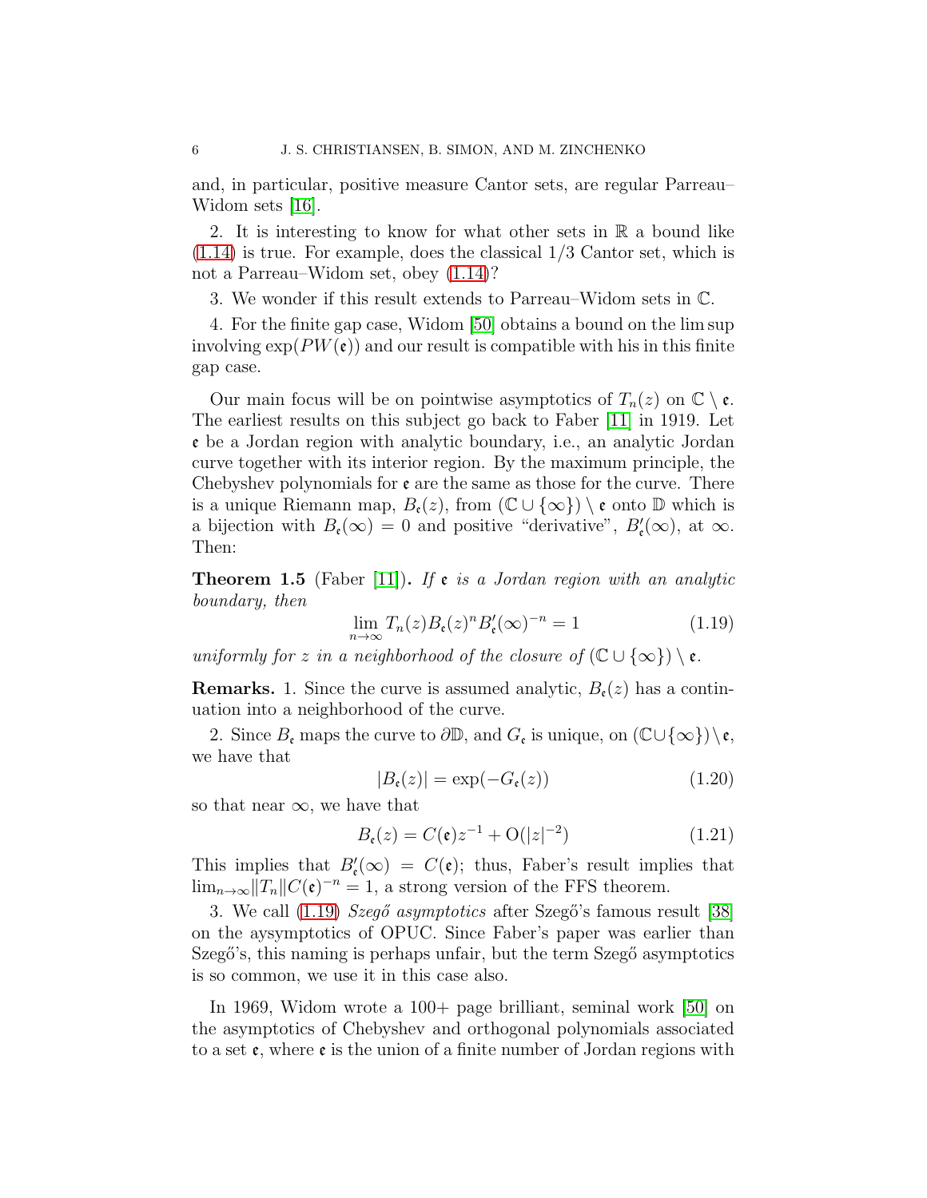and, in particular, positive measure Cantor sets, are regular Parreau–Widom sets [16].

2. It is interesting to know for what other sets in $\mathbb{R}$ a bound like (1.14) is true. For example, does the classical 1/3 Cantor set, which is not a Parreau–Widom set, obey (1.14)?

3. We wonder if this result extends to Parreau–Widom sets in $\mathbb{C}$.

4. For the finite gap case, Widom [50] obtains a bound on the lim sup involving $\exp(PW(\mathfrak{e}))$ and our result is compatible with his in this finite gap case.

Our main focus will be on pointwise asymptotics of $T_n(z)$ on $\mathbb{C} \setminus \mathfrak{e}$. The earliest results on this subject go back to Faber [11] in 1919. Let $\mathfrak{e}$ be a Jordan region with analytic boundary, i.e., an analytic Jordan curve together with its interior region. By the maximum principle, the Chebyshev polynomials for $\mathfrak{e}$ are the same as those for the curve. There is a unique Riemann map, $B_{\mathfrak{e}}(z)$, from $(\mathbb{C} \cup \{\infty\}) \setminus \mathfrak{e}$ onto $\mathbb{D}$ which is a bijection with $B_{\mathfrak{e}}(\infty) = 0$ and positive "derivative", $B'_{\mathfrak{e}}(\infty)$, at $\infty$. Then:

**Theorem 1.5** (Faber [11]). *If $\mathfrak{e}$ is a Jordan region with an analytic boundary, then*

$$\lim_{n\to\infty} T_n(z) B_{\mathfrak{e}}(z)^n B'_{\mathfrak{e}}(\infty)^{-n} = 1 \tag{1.19}$$

*uniformly for $z$ in a neighborhood of the closure of $(\mathbb{C} \cup \{\infty\}) \setminus \mathfrak{e}$.*

**Remarks.** 1. Since the curve is assumed analytic, $B_{\mathfrak{e}}(z)$ has a continuation into a neighborhood of the curve.

2. Since $B_{\mathfrak{e}}$ maps the curve to $\partial\mathbb{D}$, and $G_{\mathfrak{e}}$ is unique, on $(\mathbb{C} \cup \{\infty\}) \setminus \mathfrak{e}$, we have that

$$|B_{\mathfrak{e}}(z)| = \exp(-G_{\mathfrak{e}}(z)) \tag{1.20}$$

so that near $\infty$, we have that

$$B_{\mathfrak{e}}(z) = C(\mathfrak{e}) z^{-1} + \mathrm{O}(|z|^{-2}) \tag{1.21}$$

This implies that $B'_{\mathfrak{e}}(\infty) = C(\mathfrak{e})$; thus, Faber's result implies that $\lim_{n\to\infty} \|T_n\| C(\mathfrak{e})^{-n} = 1$, a strong version of the FFS theorem.

3. We call (1.19) *Szegő asymptotics* after Szegő's famous result [38] on the aysymptotics of OPUC. Since Faber's paper was earlier than Szegő's, this naming is perhaps unfair, but the term Szegő asymptotics is so common, we use it in this case also.

In 1969, Widom wrote a 100+ page brilliant, seminal work [50] on the asymptotics of Chebyshev and orthogonal polynomials associated to a set $\mathfrak{e}$, where $\mathfrak{e}$ is the union of a finite number of Jordan regions with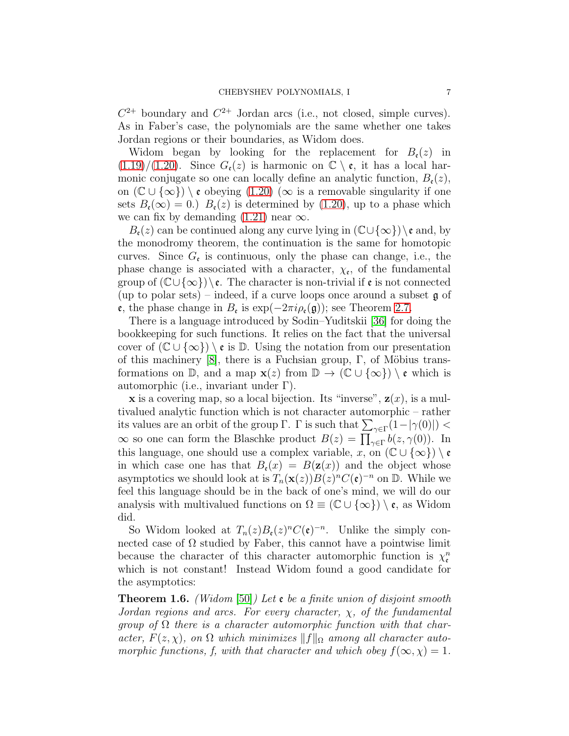$C^{2+}$ boundary and $C^{2+}$ Jordan arcs (i.e., not closed, simple curves). As in Faber's case, the polynomials are the same whether one takes Jordan regions or their boundaries, as Widom does.

Widom began by looking for the replacement for $B_{\mathfrak{e}}(z)$ in (1.19)/(1.20). Since $G_{\mathfrak{e}}(z)$ is harmonic on $\mathbb{C} \setminus \mathfrak{e}$, it has a local harmonic conjugate so one can locally define an analytic function, $B_{\mathfrak{e}}(z)$, on $(\mathbb{C} \cup \{\infty\}) \setminus \mathfrak{e}$ obeying (1.20) ($\infty$ is a removable singularity if one sets $B_{\mathfrak{e}}(\infty) = 0$.) $B_{\mathfrak{e}}(z)$ is determined by (1.20), up to a phase which we can fix by demanding (1.21) near $\infty$.

$B_{\mathfrak{e}}(z)$ can be continued along any curve lying in $(\mathbb{C} \cup \{\infty\}) \setminus \mathfrak{e}$ and, by the monodromy theorem, the continuation is the same for homotopic curves. Since $G_{\mathfrak{e}}$ is continuous, only the phase can change, i.e., the phase change is associated with a character, $\chi_{\mathfrak{e}}$, of the fundamental group of $(\mathbb{C} \cup \{\infty\}) \setminus \mathfrak{e}$. The character is non-trivial if $\mathfrak{e}$ is not connected (up to polar sets) – indeed, if a curve loops once around a subset $\mathfrak{g}$ of $\mathfrak{e}$, the phase change in $B_{\mathfrak{e}}$ is $\exp(-2\pi i \rho_{\mathfrak{e}}(\mathfrak{g}))$; see Theorem 2.7.

There is a language introduced by Sodin–Yuditskii [36] for doing the bookkeeping for such functions. It relies on the fact that the universal cover of $(\mathbb{C} \cup \{\infty\}) \setminus \mathfrak{e}$ is $\mathbb{D}$. Using the notation from our presentation of this machinery [8], there is a Fuchsian group, $\Gamma$, of Möbius transformations on $\mathbb{D}$, and a map $\mathbf{x}(z)$ from $\mathbb{D} \to (\mathbb{C} \cup \{\infty\}) \setminus \mathfrak{e}$ which is automorphic (i.e., invariant under $\Gamma$).

$\mathbf{x}$ is a covering map, so a local bijection. Its "inverse", $\mathbf{z}(x)$, is a multivalued analytic function which is not character automorphic – rather its values are an orbit of the group $\Gamma$. $\Gamma$ is such that $\sum_{\gamma \in \Gamma} (1 - |\gamma(0)|) < \infty$ so one can form the Blaschke product $B(z) = \prod_{\gamma \in \Gamma} b(z, \gamma(0))$. In this language, one should use a complex variable, $x$, on $(\mathbb{C} \cup \{\infty\}) \setminus \mathfrak{e}$ in which case one has that $B_{\mathfrak{e}}(x) = B(\mathbf{z}(x))$ and the object whose asymptotics we should look at is $T_n(\mathbf{x}(z)) B(z)^n C(\mathfrak{e})^{-n}$ on $\mathbb{D}$. While we feel this language should be in the back of one's mind, we will do our analysis with multivalued functions on $\Omega \equiv (\mathbb{C} \cup \{\infty\}) \setminus \mathfrak{e}$, as Widom did.

So Widom looked at $T_n(z) B_{\mathfrak{e}}(z)^n C(\mathfrak{e})^{-n}$. Unlike the simply connected case of $\Omega$ studied by Faber, this cannot have a pointwise limit because the character of this character automorphic function is $\chi_{\mathfrak{e}}^n$ which is not constant! Instead Widom found a good candidate for the asymptotics:

**Theorem 1.6.** *(Widom [50]) Let $\mathfrak{e}$ be a finite union of disjoint smooth Jordan regions and arcs. For every character, $\chi$, of the fundamental group of $\Omega$ there is a character automorphic function with that character, $F(z, \chi)$, on $\Omega$ which minimizes $\|f\|_\Omega$ among all character automorphic functions, $f$, with that character and which obey $f(\infty, \chi) = 1$.*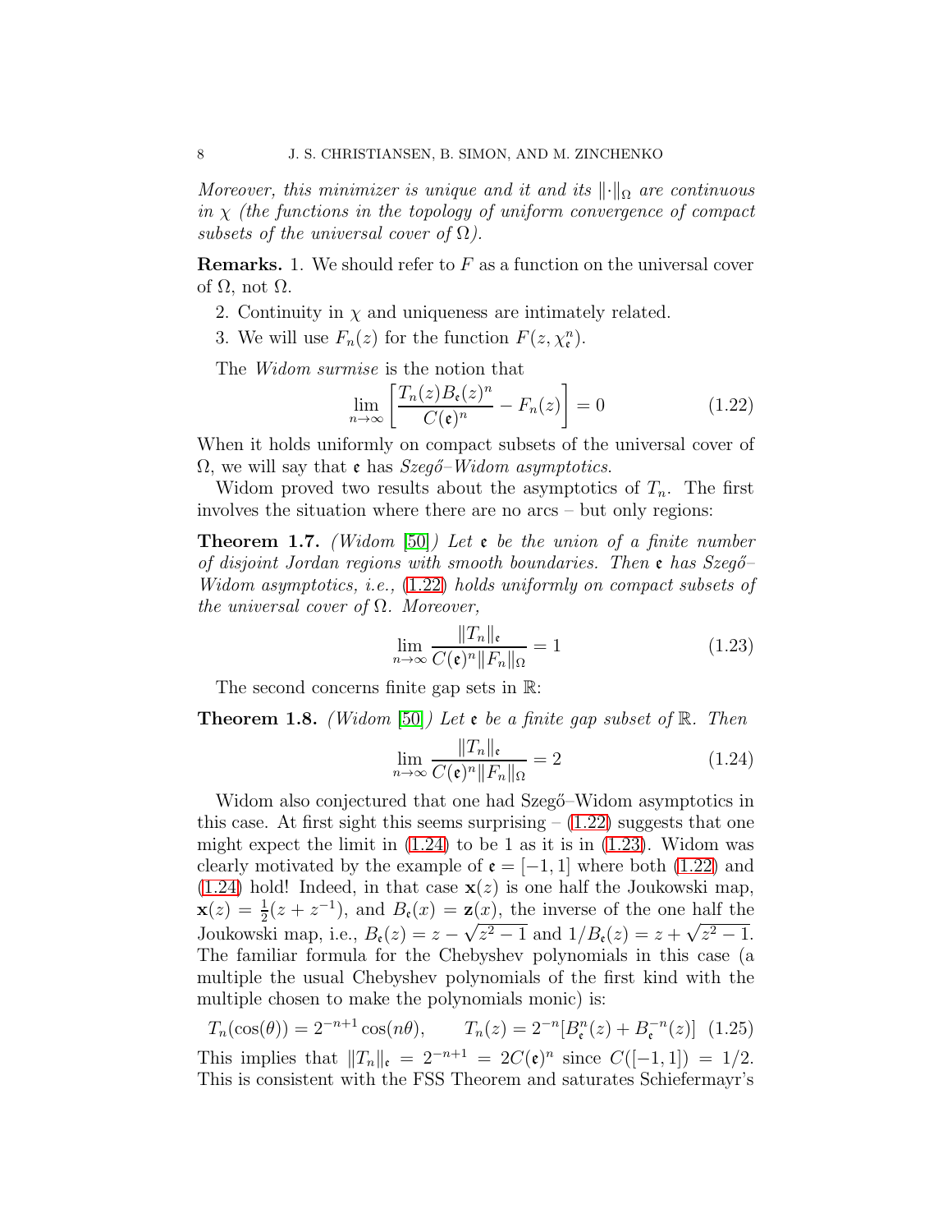*Moreover, this minimizer is unique and it and its $\|\cdot\|_\Omega$ are continuous in $\chi$ (the functions in the topology of uniform convergence of compact subsets of the universal cover of $\Omega$).*

**Remarks.** 1. We should refer to $F$ as a function on the universal cover of $\Omega$, not $\Omega$.

2. Continuity in $\chi$ and uniqueness are intimately related.

3. We will use $F_n(z)$ for the function $F(z, \chi_{\mathfrak{e}}^n)$.

The *Widom surmise* is the notion that

$$\lim_{n\to\infty} \left[ \frac{T_n(z) B_{\mathfrak{e}}(z)^n}{C(\mathfrak{e})^n} - F_n(z) \right] = 0 \tag{1.22}$$

When it holds uniformly on compact subsets of the universal cover of $\Omega$, we will say that $\mathfrak{e}$ has *Szegő–Widom asymptotics*.

Widom proved two results about the asymptotics of $T_n$. The first involves the situation where there are no arcs – but only regions:

**Theorem 1.7.** *(Widom [50]) Let $\mathfrak{e}$ be the union of a finite number of disjoint Jordan regions with smooth boundaries. Then $\mathfrak{e}$ has Szegő–Widom asymptotics, i.e., (1.22) holds uniformly on compact subsets of the universal cover of $\Omega$. Moreover,*

$$\lim_{n\to\infty} \frac{\|T_n\|_{\mathfrak{e}}}{C(\mathfrak{e})^n \|F_n\|_\Omega} = 1 \tag{1.23}$$

The second concerns finite gap sets in $\mathbb{R}$:

**Theorem 1.8.** *(Widom [50]) Let $\mathfrak{e}$ be a finite gap subset of $\mathbb{R}$. Then*

$$\lim_{n\to\infty} \frac{\|T_n\|_{\mathfrak{e}}}{C(\mathfrak{e})^n \|F_n\|_\Omega} = 2 \tag{1.24}$$

Widom also conjectured that one had Szegő–Widom asymptotics in this case. At first sight this seems surprising – (1.22) suggests that one might expect the limit in (1.24) to be 1 as it is in (1.23). Widom was clearly motivated by the example of $\mathfrak{e} = [-1, 1]$ where both (1.22) and (1.24) hold! Indeed, in that case $\mathbf{x}(z)$ is one half the Joukowski map, $\mathbf{x}(z) = \frac{1}{2}(z + z^{-1})$, and $B_{\mathfrak{e}}(x) = \mathbf{z}(x)$, the inverse of the one half the Joukowski map, i.e., $B_{\mathfrak{e}}(z) = z - \sqrt{z^2 - 1}$ and $1/B_{\mathfrak{e}}(z) = z + \sqrt{z^2 - 1}$. The familiar formula for the Chebyshev polynomials in this case (a multiple the usual Chebyshev polynomials of the first kind with the multiple chosen to make the polynomials monic) is:

$$T_n(\cos(\theta)) = 2^{-n+1} \cos(n\theta), \qquad T_n(z) = 2^{-n} [B_{\mathfrak{e}}^n(z) + B_{\mathfrak{e}}^{-n}(z)] \tag{1.25}$$

This implies that $\|T_n\|_{\mathfrak{e}} = 2^{-n+1} = 2C(\mathfrak{e})^n$ since $C([-1, 1]) = 1/2$. This is consistent with the FSS Theorem and saturates Schiefermayr's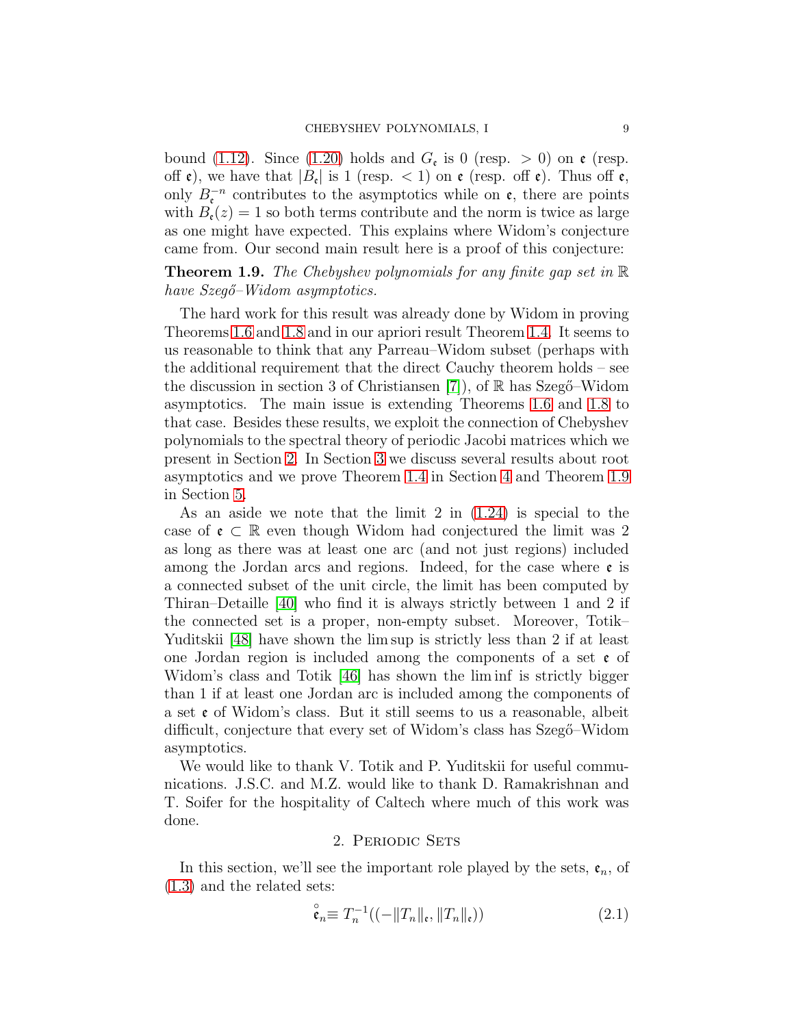bound (1.12). Since (1.20) holds and $G_{\mathfrak{e}}$ is 0 (resp. $> 0$) on $\mathfrak{e}$ (resp. off $\mathfrak{e}$), we have that $|B_{\mathfrak{e}}|$ is 1 (resp. $< 1$) on $\mathfrak{e}$ (resp. off $\mathfrak{e}$). Thus off $\mathfrak{e}$, only $B_{\mathfrak{e}}^{-n}$ contributes to the asymptotics while on $\mathfrak{e}$, there are points with $B_{\mathfrak{e}}(z) = 1$ so both terms contribute and the norm is twice as large as one might have expected. This explains where Widom's conjecture came from. Our second main result here is a proof of this conjecture:

**Theorem 1.9.** *The Chebyshev polynomials for any finite gap set in $\mathbb{R}$ have Szegő–Widom asymptotics.*

The hard work for this result was already done by Widom in proving Theorems 1.6 and 1.8 and in our apriori result Theorem 1.4. It seems to us reasonable to think that any Parreau–Widom subset (perhaps with the additional requirement that the direct Cauchy theorem holds – see the discussion in section 3 of Christiansen [7]), of $\mathbb{R}$ has Szegő–Widom asymptotics. The main issue is extending Theorems 1.6 and 1.8 to that case. Besides these results, we exploit the connection of Chebyshev polynomials to the spectral theory of periodic Jacobi matrices which we present in Section 2. In Section 3 we discuss several results about root asymptotics and we prove Theorem 1.4 in Section 4 and Theorem 1.9 in Section 5.

As an aside we note that the limit 2 in (1.24) is special to the case of $\mathfrak{e} \subset \mathbb{R}$ even though Widom had conjectured the limit was 2 as long as there was at least one arc (and not just regions) included among the Jordan arcs and regions. Indeed, for the case where $\mathfrak{e}$ is a connected subset of the unit circle, the limit has been computed by Thiran–Detaille [40] who find it is always strictly between 1 and 2 if the connected set is a proper, non-empty subset. Moreover, Totik–Yuditskii [48] have shown the lim sup is strictly less than 2 if at least one Jordan region is included among the components of a set $\mathfrak{e}$ of Widom's class and Totik [46] has shown the lim inf is strictly bigger than 1 if at least one Jordan arc is included among the components of a set $\mathfrak{e}$ of Widom's class. But it still seems to us a reasonable, albeit difficult, conjecture that every set of Widom's class has Szegő–Widom asymptotics.

We would like to thank V. Totik and P. Yuditskii for useful communications. J.S.C. and M.Z. would like to thank D. Ramakrishnan and T. Soifer for the hospitality of Caltech where much of this work was done.

## 2. Periodic Sets

In this section, we'll see the important role played by the sets, $\mathfrak{e}_n$, of (1.3) and the related sets:

$$\mathring{\mathfrak{e}}_n \equiv T_n^{-1}((-\|T_n\|_{\mathfrak{e}}, \|T_n\|_{\mathfrak{e}})) \tag{2.1}$$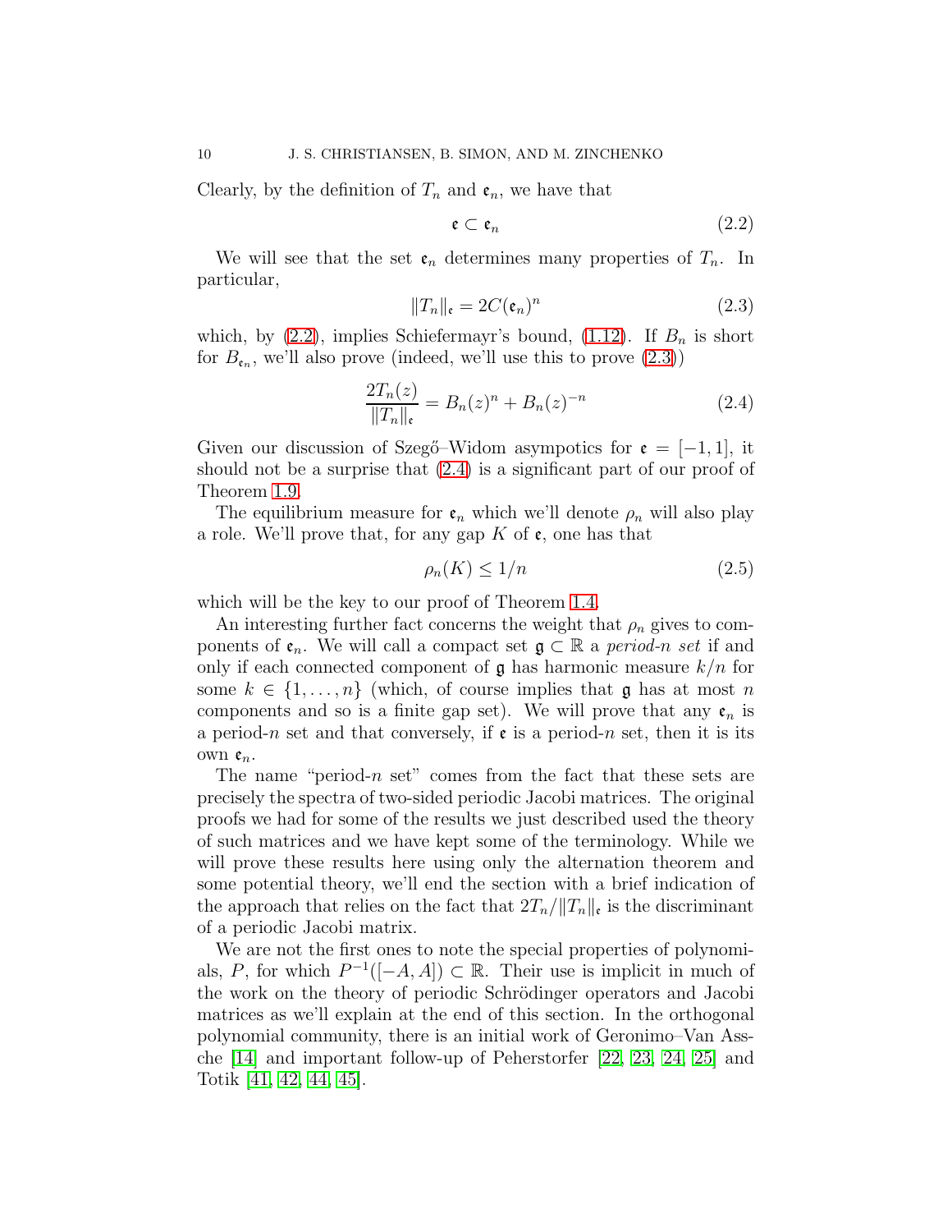Clearly, by the definition of $T_n$ and $\mathfrak{e}_n$, we have that

$$\mathfrak{e} \subset \mathfrak{e}_n \tag{2.2}$$

We will see that the set $\mathfrak{e}_n$ determines many properties of $T_n$. In particular,

$$\|T_n\|_{\mathfrak{e}} = 2C(\mathfrak{e}_n)^n \tag{2.3}$$

which, by (2.2), implies Schiefermayr's bound, (1.12). If $B_n$ is short for $B_{\mathfrak{e}_n}$, we'll also prove (indeed, we'll use this to prove (2.3))

$$\frac{2T_n(z)}{\|T_n\|_{\mathfrak{e}}} = B_n(z)^n + B_n(z)^{-n} \tag{2.4}$$

Given our discussion of Szegő–Widom asympotics for $\mathfrak{e} = [-1, 1]$, it should not be a surprise that (2.4) is a significant part of our proof of Theorem 1.9.

The equilibrium measure for $\mathfrak{e}_n$ which we'll denote $\rho_n$ will also play a role. We'll prove that, for any gap $K$ of $\mathfrak{e}$, one has that

$$\rho_n(K) \leq 1/n \tag{2.5}$$

which will be the key to our proof of Theorem 1.4.

An interesting further fact concerns the weight that $\rho_n$ gives to components of $\mathfrak{e}_n$. We will call a compact set $\mathfrak{g} \subset \mathbb{R}$ a *period-$n$ set* if and only if each connected component of $\mathfrak{g}$ has harmonic measure $k/n$ for some $k \in \{1, \dots, n\}$ (which, of course implies that $\mathfrak{g}$ has at most $n$ components and so is a finite gap set). We will prove that any $\mathfrak{e}_n$ is a period-$n$ set and that conversely, if $\mathfrak{e}$ is a period-$n$ set, then it is its own $\mathfrak{e}_n$.

The name "period-$n$ set" comes from the fact that these sets are precisely the spectra of two-sided periodic Jacobi matrices. The original proofs we had for some of the results we just described used the theory of such matrices and we have kept some of the terminology. While we will prove these results here using only the alternation theorem and some potential theory, we'll end the section with a brief indication of the approach that relies on the fact that $2T_n/\|T_n\|_{\mathfrak{e}}$ is the discriminant of a periodic Jacobi matrix.

We are not the first ones to note the special properties of polynomials, $P$, for which $P^{-1}([-A, A]) \subset \mathbb{R}$. Their use is implicit in much of the work on the theory of periodic Schrödinger operators and Jacobi matrices as we'll explain at the end of this section. In the orthogonal polynomial community, there is an initial work of Geronimo–Van Assche [14] and important follow-up of Peherstorfer [22, 23, 24, 25] and Totik [41, 42, 44, 45].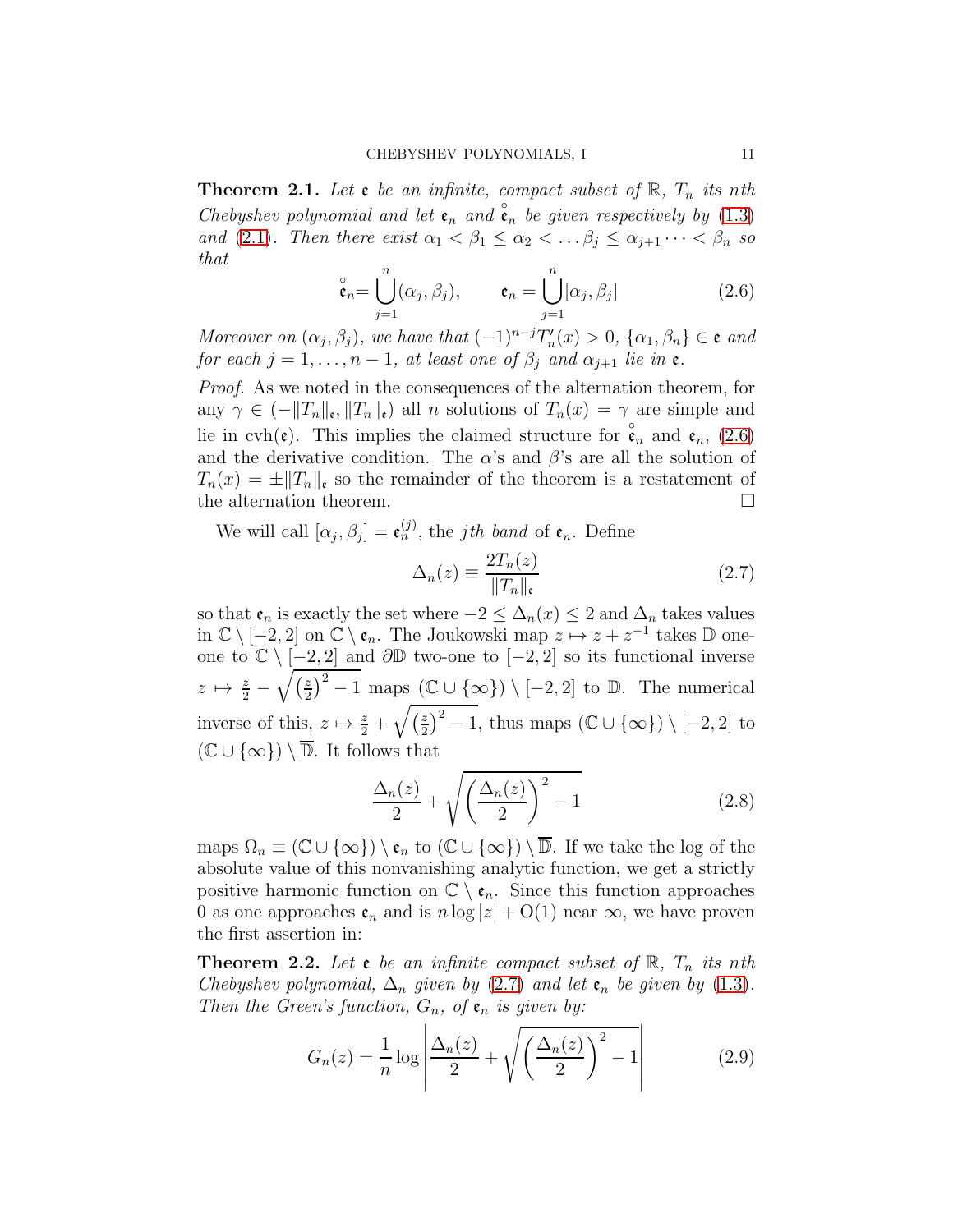**Theorem 2.1.** *Let $\mathfrak{e}$ be an infinite, compact subset of $\mathbb{R}$, $T_n$ its nth Chebyshev polynomial and let $\mathfrak{e}_n$ and $\overset{\circ}{\mathfrak{e}}_n$ be given respectively by (1.3) and (2.1). Then there exist $\alpha_1 < \beta_1 \le \alpha_2 < \dots \beta_j \le \alpha_{j+1} \dots < \beta_n$ so that*

$$\overset{\circ}{\mathfrak{e}}_n = \bigcup_{j=1}^{n} (\alpha_j, \beta_j), \qquad \mathfrak{e}_n = \bigcup_{j=1}^{n} [\alpha_j, \beta_j] \tag{2.6}$$

*Moreover on $(\alpha_j, \beta_j)$, we have that $(-1)^{n-j} T_n'(x) > 0$, $\{\alpha_1, \beta_n\} \in \mathfrak{e}$ and for each $j = 1, \dots, n-1$, at least one of $\beta_j$ and $\alpha_{j+1}$ lie in $\mathfrak{e}$.*

*Proof.* As we noted in the consequences of the alternation theorem, for any $\gamma \in (-\|T_n\|_{\mathfrak{e}}, \|T_n\|_{\mathfrak{e}})$ all $n$ solutions of $T_n(x) = \gamma$ are simple and lie in $\mathrm{cvh}(\mathfrak{e})$. This implies the claimed structure for $\overset{\circ}{\mathfrak{e}}_n$ and $\mathfrak{e}_n$, (2.6) and the derivative condition. The $\alpha$'s and $\beta$'s are all the solution of $T_n(x) = \pm\|T_n\|_{\mathfrak{e}}$ so the remainder of the theorem is a restatement of the alternation theorem. $\square$

We will call $[\alpha_j, \beta_j] = \mathfrak{e}_n^{(j)}$, the *jth band* of $\mathfrak{e}_n$. Define

$$\Delta_n(z) \equiv \frac{2T_n(z)}{\|T_n\|_{\mathfrak{e}}} \tag{2.7}$$

so that $\mathfrak{e}_n$ is exactly the set where $-2 \le \Delta_n(x) \le 2$ and $\Delta_n$ takes values in $\mathbb{C} \setminus [-2, 2]$ on $\mathbb{C} \setminus \mathfrak{e}_n$. The Joukowski map $z \mapsto z + z^{-1}$ takes $\mathbb{D}$ one-one to $\mathbb{C} \setminus [-2, 2]$ and $\partial\mathbb{D}$ two-one to $[-2, 2]$ so its functional inverse $z \mapsto \frac{z}{2} - \sqrt{\left(\frac{z}{2}\right)^2 - 1}$ maps $(\mathbb{C} \cup \{\infty\}) \setminus [-2, 2]$ to $\mathbb{D}$. The numerical inverse of this, $z \mapsto \frac{z}{2} + \sqrt{\left(\frac{z}{2}\right)^2 - 1}$, thus maps $(\mathbb{C} \cup \{\infty\}) \setminus [-2, 2]$ to $(\mathbb{C} \cup \{\infty\}) \setminus \overline{\mathbb{D}}$. It follows that

$$\frac{\Delta_n(z)}{2} + \sqrt{\left(\frac{\Delta_n(z)}{2}\right)^2 - 1} \tag{2.8}$$

maps $\Omega_n \equiv (\mathbb{C} \cup \{\infty\}) \setminus \mathfrak{e}_n$ to $(\mathbb{C} \cup \{\infty\}) \setminus \overline{\mathbb{D}}$. If we take the log of the absolute value of this nonvanishing analytic function, we get a strictly positive harmonic function on $\mathbb{C} \setminus \mathfrak{e}_n$. Since this function approaches 0 as one approaches $\mathfrak{e}_n$ and is $n \log|z| + \mathrm{O}(1)$ near $\infty$, we have proven the first assertion in:

**Theorem 2.2.** *Let $\mathfrak{e}$ be an infinite compact subset of $\mathbb{R}$, $T_n$ its nth Chebyshev polynomial, $\Delta_n$ given by (2.7) and let $\mathfrak{e}_n$ be given by (1.3). Then the Green's function, $G_n$, of $\mathfrak{e}_n$ is given by:*

$$G_n(z) = \frac{1}{n} \log\left|\frac{\Delta_n(z)}{2} + \sqrt{\left(\frac{\Delta_n(z)}{2}\right)^2 - 1}\right| \tag{2.9}$$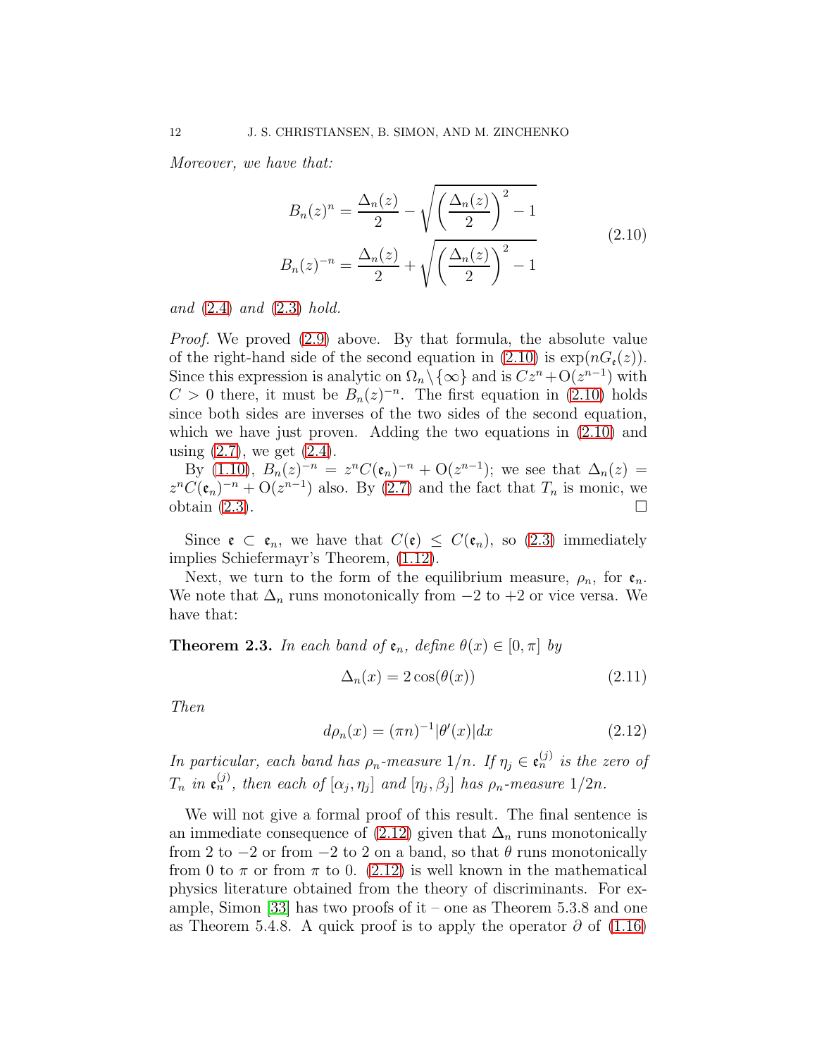*Moreover, we have that:*

$$
\begin{aligned}
B_n(z)^n &= \frac{\Delta_n(z)}{2} - \sqrt{\left(\frac{\Delta_n(z)}{2}\right)^2 - 1} \\
B_n(z)^{-n} &= \frac{\Delta_n(z)}{2} + \sqrt{\left(\frac{\Delta_n(z)}{2}\right)^2 - 1}
\end{aligned}
\tag{2.10}
$$

*and* (2.4) *and* (2.3) *hold.*

*Proof.* We proved (2.9) above. By that formula, the absolute value of the right-hand side of the second equation in (2.10) is $\exp(nG_{\mathfrak{e}}(z))$. Since this expression is analytic on $\Omega_n \setminus \{\infty\}$ and is $Cz^n + \mathrm{O}(z^{n-1})$ with $C > 0$ there, it must be $B_n(z)^{-n}$. The first equation in (2.10) holds since both sides are inverses of the two sides of the second equation, which we have just proven. Adding the two equations in (2.10) and using (2.7), we get (2.4).

By (1.10), $B_n(z)^{-n} = z^n C(\mathfrak{e}_n)^{-n} + \mathrm{O}(z^{n-1})$; we see that $\Delta_n(z) = z^n C(\mathfrak{e}_n)^{-n} + \mathrm{O}(z^{n-1})$ also. By (2.7) and the fact that $T_n$ is monic, we obtain (2.3). $\square$

Since $\mathfrak{e} \subset \mathfrak{e}_n$, we have that $C(\mathfrak{e}) \leq C(\mathfrak{e}_n)$, so (2.3) immediately implies Schiefermayr's Theorem, (1.12).

Next, we turn to the form of the equilibrium measure, $\rho_n$, for $\mathfrak{e}_n$. We note that $\Delta_n$ runs monotonically from $-2$ to $+2$ or vice versa. We have that:

**Theorem 2.3.** *In each band of $\mathfrak{e}_n$, define $\theta(x) \in [0, \pi]$ by*

$$
\Delta_n(x) = 2\cos(\theta(x)) \tag{2.11}
$$

*Then*

$$
d\rho_n(x) = (\pi n)^{-1} |\theta'(x)| dx \tag{2.12}
$$

*In particular, each band has $\rho_n$-measure $1/n$. If $\eta_j \in \mathfrak{e}_n^{(j)}$ is the zero of $T_n$ in $\mathfrak{e}_n^{(j)}$, then each of $[\alpha_j, \eta_j]$ and $[\eta_j, \beta_j]$ has $\rho_n$-measure $1/2n$.*

We will not give a formal proof of this result. The final sentence is an immediate consequence of (2.12) given that $\Delta_n$ runs monotonically from 2 to $-2$ or from $-2$ to 2 on a band, so that $\theta$ runs monotonically from 0 to $\pi$ or from $\pi$ to 0. (2.12) is well known in the mathematical physics literature obtained from the theory of discriminants. For example, Simon [33] has two proofs of it – one as Theorem 5.3.8 and one as Theorem 5.4.8. A quick proof is to apply the operator $\partial$ of (1.16)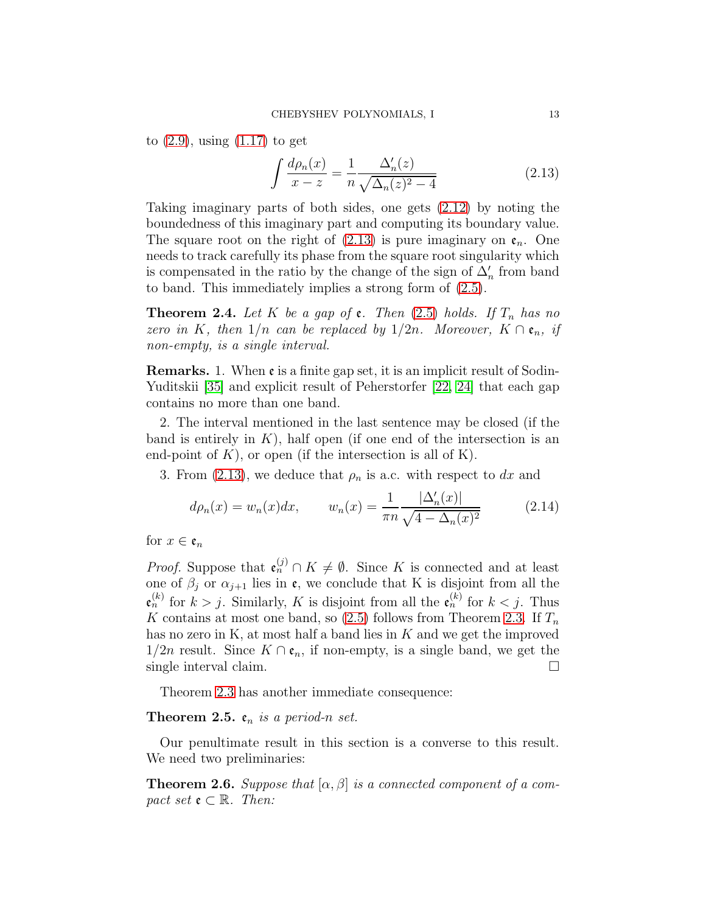to (2.9), using (1.17) to get

$$\int \frac{d\rho_n(x)}{x-z} = \frac{1}{n}\frac{\Delta_n'(z)}{\sqrt{\Delta_n(z)^2-4}} \tag{2.13}$$

Taking imaginary parts of both sides, one gets (2.12) by noting the boundedness of this imaginary part and computing its boundary value. The square root on the right of (2.13) is pure imaginary on $\mathfrak{e}_n$. One needs to track carefully its phase from the square root singularity which is compensated in the ratio by the change of the sign of $\Delta_n'$ from band to band. This immediately implies a strong form of (2.5).

**Theorem 2.4.** *Let $K$ be a gap of $\mathfrak{e}$. Then (2.5) holds. If $T_n$ has no zero in $K$, then $1/n$ can be replaced by $1/2n$. Moreover, $K \cap \mathfrak{e}_n$, if non-empty, is a single interval.*

**Remarks.** 1. When $\mathfrak{e}$ is a finite gap set, it is an implicit result of Sodin-Yuditskii [35] and explicit result of Peherstorfer [22, 24] that each gap contains no more than one band.

2. The interval mentioned in the last sentence may be closed (if the band is entirely in $K$), half open (if one end of the intersection is an end-point of $K$), or open (if the intersection is all of K).

3. From (2.13), we deduce that $\rho_n$ is a.c. with respect to $dx$ and

$$d\rho_n(x) = w_n(x)dx, \qquad w_n(x) = \frac{1}{\pi n}\frac{|\Delta_n'(x)|}{\sqrt{4-\Delta_n(x)^2}} \tag{2.14}$$

for $x \in \mathfrak{e}_n$

*Proof.* Suppose that $\mathfrak{e}_n^{(j)} \cap K \neq \emptyset$. Since $K$ is connected and at least one of $\beta_j$ or $\alpha_{j+1}$ lies in $\mathfrak{e}$, we conclude that K is disjoint from all the $\mathfrak{e}_n^{(k)}$ for $k > j$. Similarly, $K$ is disjoint from all the $\mathfrak{e}_n^{(k)}$ for $k < j$. Thus $K$ contains at most one band, so (2.5) follows from Theorem 2.3. If $T_n$ has no zero in K, at most half a band lies in $K$ and we get the improved $1/2n$ result. Since $K \cap \mathfrak{e}_n$, if non-empty, is a single band, we get the single interval claim. $\square$

Theorem 2.3 has another immediate consequence:

**Theorem 2.5.** *$\mathfrak{e}_n$ is a period-$n$ set.*

Our penultimate result in this section is a converse to this result. We need two preliminaries:

**Theorem 2.6.** *Suppose that $[\alpha, \beta]$ is a connected component of a compact set $\mathfrak{e} \subset \mathbb{R}$. Then:*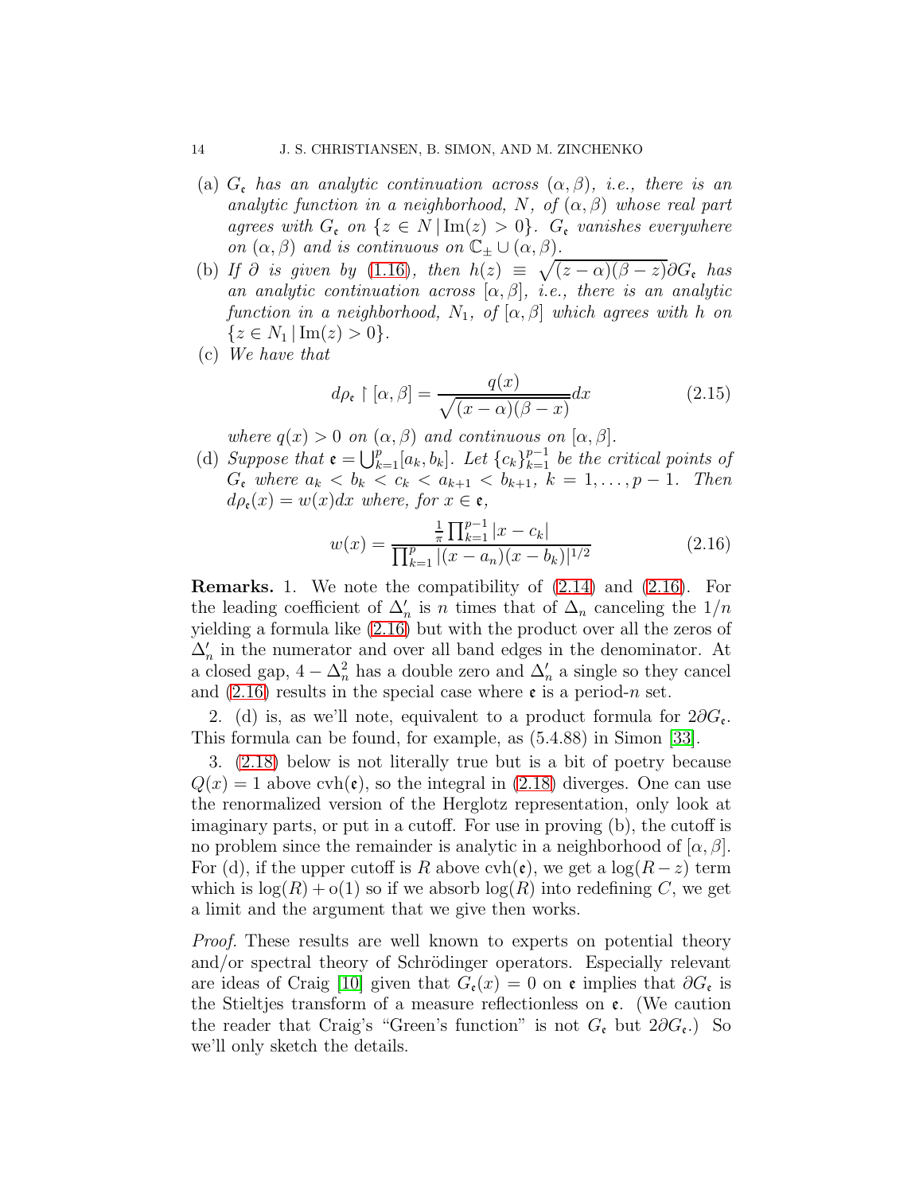(a) $G_{\mathfrak{e}}$ *has an analytic continuation across* $(\alpha,\beta)$*, i.e., there is an analytic function in a neighborhood,* $N$*, of* $(\alpha,\beta)$ *whose real part agrees with* $G_{\mathfrak{e}}$ *on* $\{z \in N \mid \mathrm{Im}(z) > 0\}$*.* $G_{\mathfrak{e}}$ *vanishes everywhere on* $(\alpha,\beta)$ *and is continuous on* $\mathbb{C}_{\pm} \cup (\alpha,\beta)$*.*

(b) *If* $\partial$ *is given by* (1.16)*, then* $h(z) \equiv \sqrt{(z-\alpha)(\beta-z)}\,\partial G_{\mathfrak{e}}$ *has an analytic continuation across* $[\alpha,\beta]$*, i.e., there is an analytic function in a neighborhood,* $N_1$*, of* $[\alpha,\beta]$ *which agrees with* $h$ *on* $\{z \in N_1 \mid \mathrm{Im}(z) > 0\}$*.*

(c) *We have that*

$$d\rho_{\mathfrak{e}} \restriction [\alpha,\beta] = \frac{q(x)}{\sqrt{(x-\alpha)(\beta-x)}}dx \tag{2.15}$$

*where* $q(x) > 0$ *on* $(\alpha,\beta)$ *and continuous on* $[\alpha,\beta]$*.*

(d) *Suppose that* $\mathfrak{e} = \bigcup_{k=1}^{p}[a_k,b_k]$*. Let* $\{c_k\}_{k=1}^{p-1}$ *be the critical points of* $G_{\mathfrak{e}}$ *where* $a_k < b_k < c_k < a_{k+1} < b_{k+1}$*,* $k = 1,\dots,p-1$*. Then* $d\rho_{\mathfrak{e}}(x) = w(x)dx$ *where, for* $x \in \mathfrak{e}$*,*

$$w(x) = \frac{\frac{1}{\pi}\prod_{k=1}^{p-1}|x-c_k|}{\prod_{k=1}^{p}|(x-a_n)(x-b_k)|^{1/2}} \tag{2.16}$$

**Remarks.** 1. We note the compatibility of (2.14) and (2.16). For the leading coefficient of $\Delta_n'$ is $n$ times that of $\Delta_n$ canceling the $1/n$ yielding a formula like (2.16) but with the product over all the zeros of $\Delta_n'$ in the numerator and over all band edges in the denominator. At a closed gap, $4-\Delta_n^2$ has a double zero and $\Delta_n'$ a single so they cancel and (2.16) results in the special case where $\mathfrak{e}$ is a period-$n$ set.

2. (d) is, as we'll note, equivalent to a product formula for $2\partial G_{\mathfrak{e}}$. This formula can be found, for example, as (5.4.88) in Simon [33].

3. (2.18) below is not literally true but is a bit of poetry because $Q(x) = 1$ above $\mathrm{cvh}(\mathfrak{e})$, so the integral in (2.18) diverges. One can use the renormalized version of the Herglotz representation, only look at imaginary parts, or put in a cutoff. For use in proving (b), the cutoff is no problem since the remainder is analytic in a neighborhood of $[\alpha,\beta]$. For (d), if the upper cutoff is $R$ above $\mathrm{cvh}(\mathfrak{e})$, we get a $\log(R-z)$ term which is $\log(R) + \mathrm{o}(1)$ so if we absorb $\log(R)$ into redefining $C$, we get a limit and the argument that we give then works.

*Proof.* These results are well known to experts on potential theory and/or spectral theory of Schrödinger operators. Especially relevant are ideas of Craig [10] given that $G_{\mathfrak{e}}(x) = 0$ on $\mathfrak{e}$ implies that $\partial G_{\mathfrak{e}}$ is the Stieltjes transform of a measure reflectionless on $\mathfrak{e}$. (We caution the reader that Craig's "Green's function" is not $G_{\mathfrak{e}}$ but $2\partial G_{\mathfrak{e}}$.) So we'll only sketch the details.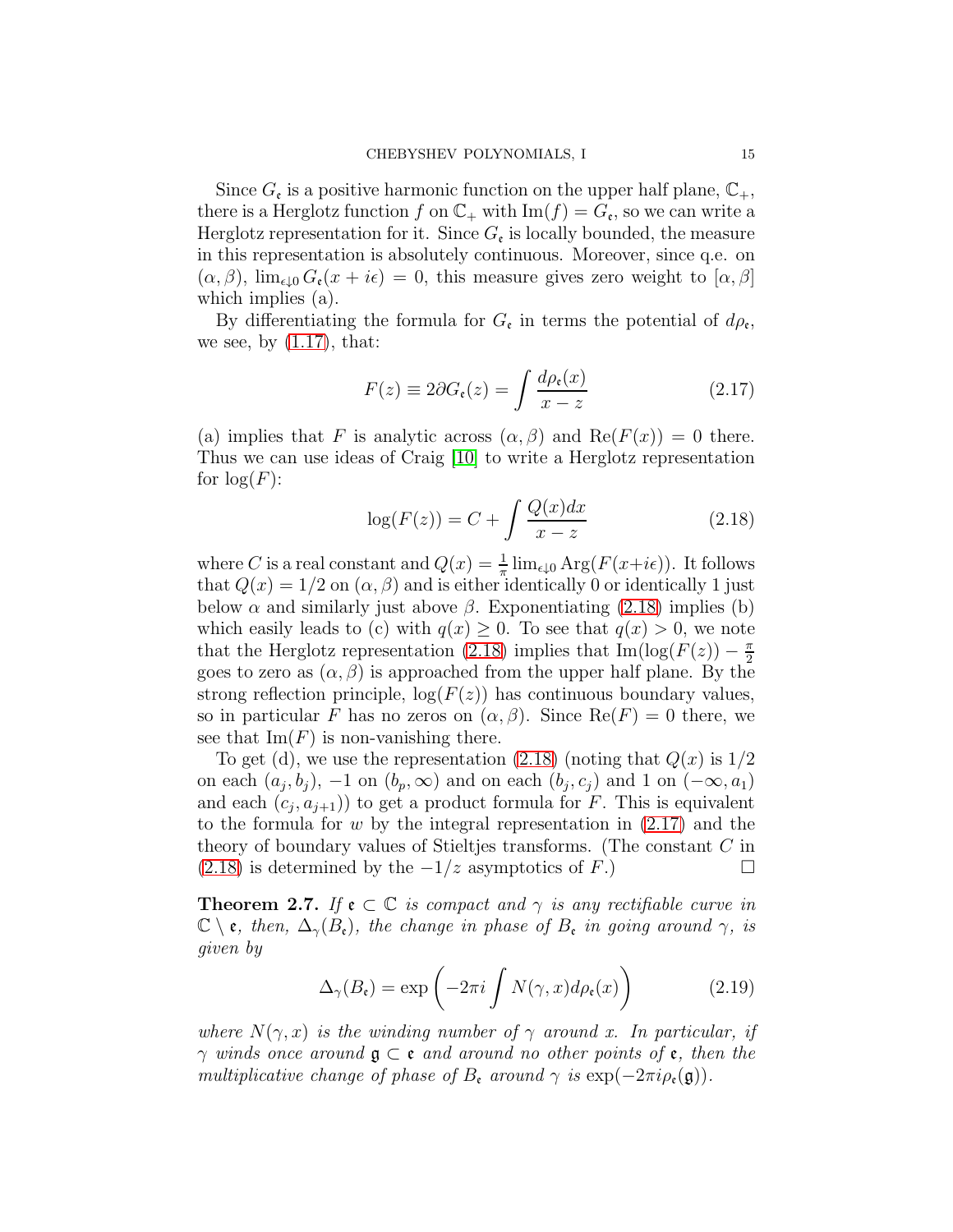Since $G_\mathfrak{e}$ is a positive harmonic function on the upper half plane, $\mathbb{C}_+$, there is a Herglotz function $f$ on $\mathbb{C}_+$ with $\mathrm{Im}(f) = G_\mathfrak{e}$, so we can write a Herglotz representation for it. Since $G_\mathfrak{e}$ is locally bounded, the measure in this representation is absolutely continuous. Moreover, since q.e. on $(\alpha, \beta)$, $\lim_{\epsilon \downarrow 0} G_\mathfrak{e}(x + i\epsilon) = 0$, this measure gives zero weight to $[\alpha, \beta]$ which implies (a).

By differentiating the formula for $G_\mathfrak{e}$ in terms the potential of $d\rho_\mathfrak{e}$, we see, by (1.17), that:

$$F(z) \equiv 2\partial G_\mathfrak{e}(z) = \int \frac{d\rho_\mathfrak{e}(x)}{x - z} \tag{2.17}$$

(a) implies that $F$ is analytic across $(\alpha, \beta)$ and $\mathrm{Re}(F(x)) = 0$ there. Thus we can use ideas of Craig [10] to write a Herglotz representation for $\log(F)$:

$$\log(F(z)) = C + \int \frac{Q(x)dx}{x - z} \tag{2.18}$$

where $C$ is a real constant and $Q(x) = \frac{1}{\pi} \lim_{\epsilon \downarrow 0} \mathrm{Arg}(F(x+i\epsilon))$. It follows that $Q(x) = 1/2$ on $(\alpha, \beta)$ and is either identically 0 or identically 1 just below $\alpha$ and similarly just above $\beta$. Exponentiating (2.18) implies (b) which easily leads to (c) with $q(x) \geq 0$. To see that $q(x) > 0$, we note that the Herglotz representation (2.18) implies that $\mathrm{Im}(\log(F(z)) - \frac{\pi}{2}$ goes to zero as $(\alpha, \beta)$ is approached from the upper half plane. By the strong reflection principle, $\log(F(z))$ has continuous boundary values, so in particular $F$ has no zeros on $(\alpha, \beta)$. Since $\mathrm{Re}(F) = 0$ there, we see that $\mathrm{Im}(F)$ is non-vanishing there.

To get (d), we use the representation (2.18) (noting that $Q(x)$ is $1/2$ on each $(a_j, b_j)$, $-1$ on $(b_p, \infty)$ and on each $(b_j, c_j)$ and 1 on $(-\infty, a_1)$ and each $(c_j, a_{j+1})$) to get a product formula for $F$. This is equivalent to the formula for $w$ by the integral representation in (2.17) and the theory of boundary values of Stieltjes transforms. (The constant $C$ in (2.18) is determined by the $-1/z$ asymptotics of $F$.) $\square$

**Theorem 2.7.** *If $\mathfrak{e} \subset \mathbb{C}$ is compact and $\gamma$ is any rectifiable curve in $\mathbb{C} \setminus \mathfrak{e}$, then, $\Delta_\gamma(B_\mathfrak{e})$, the change in phase of $B_\mathfrak{e}$ in going around $\gamma$, is given by*

$$\Delta_\gamma(B_\mathfrak{e}) = \exp\left(-2\pi i \int N(\gamma, x) d\rho_\mathfrak{e}(x)\right) \tag{2.19}$$

*where $N(\gamma, x)$ is the winding number of $\gamma$ around $x$. In particular, if $\gamma$ winds once around $\mathfrak{g} \subset \mathfrak{e}$ and around no other points of $\mathfrak{e}$, then the multiplicative change of phase of $B_\mathfrak{e}$ around $\gamma$ is $\exp(-2\pi i \rho_\mathfrak{e}(\mathfrak{g}))$.*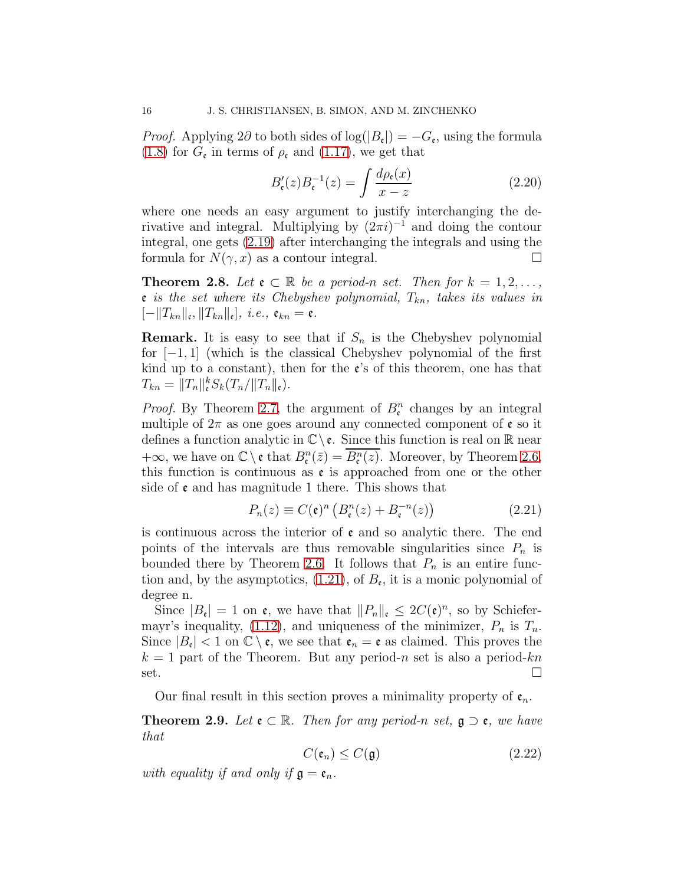*Proof.* Applying $2\partial$ to both sides of $\log(|B_{\mathfrak{e}}|) = -G_{\mathfrak{e}}$, using the formula (1.8) for $G_{\mathfrak{e}}$ in terms of $\rho_{\mathfrak{e}}$ and (1.17), we get that

$$B_{\mathfrak{e}}'(z)B_{\mathfrak{e}}^{-1}(z) = \int \frac{d\rho_{\mathfrak{e}}(x)}{x-z} \tag{2.20}$$

where one needs an easy argument to justify interchanging the derivative and integral. Multiplying by $(2\pi i)^{-1}$ and doing the contour integral, one gets (2.19) after interchanging the integrals and using the formula for $N(\gamma, x)$ as a contour integral. $\square$

**Theorem 2.8.** *Let $\mathfrak{e} \subset \mathbb{R}$ be a period-$n$ set. Then for $k = 1, 2, \dots$, $\mathfrak{e}$ is the set where its Chebyshev polynomial, $T_{kn}$, takes its values in $[-\|T_{kn}\|_{\mathfrak{e}}, \|T_{kn}\|_{\mathfrak{e}}]$, i.e., $\mathfrak{e}_{kn} = \mathfrak{e}$.*

**Remark.** It is easy to see that if $S_n$ is the Chebyshev polynomial for $[-1, 1]$ (which is the classical Chebyshev polynomial of the first kind up to a constant), then for the $\mathfrak{e}$'s of this theorem, one has that $T_{kn} = \|T_n\|_{\mathfrak{e}}^k S_k(T_n/\|T_n\|_{\mathfrak{e}})$.

*Proof.* By Theorem 2.7, the argument of $B_{\mathfrak{e}}^n$ changes by an integral multiple of $2\pi$ as one goes around any connected component of $\mathfrak{e}$ so it defines a function analytic in $\mathbb{C}\setminus\mathfrak{e}$. Since this function is real on $\mathbb{R}$ near $+\infty$, we have on $\mathbb{C}\setminus\mathfrak{e}$ that $B_{\mathfrak{e}}^n(\bar{z}) = \overline{B_{\mathfrak{e}}^n(z)}$. Moreover, by Theorem 2.6, this function is continuous as $\mathfrak{e}$ is approached from one or the other side of $\mathfrak{e}$ and has magnitude 1 there. This shows that

$$P_n(z) \equiv C(\mathfrak{e})^n \left(B_{\mathfrak{e}}^n(z) + B_{\mathfrak{e}}^{-n}(z)\right) \tag{2.21}$$

is continuous across the interior of $\mathfrak{e}$ and so analytic there. The end points of the intervals are thus removable singularities since $P_n$ is bounded there by Theorem 2.6. It follows that $P_n$ is an entire function and, by the asymptotics, (1.21), of $B_{\mathfrak{e}}$, it is a monic polynomial of degree n.

Since $|B_{\mathfrak{e}}| = 1$ on $\mathfrak{e}$, we have that $\|P_n\|_{\mathfrak{e}} \leq 2C(\mathfrak{e})^n$, so by Schiefermayr's inequality, (1.12), and uniqueness of the minimizer, $P_n$ is $T_n$. Since $|B_{\mathfrak{e}}| < 1$ on $\mathbb{C}\setminus\mathfrak{e}$, we see that $\mathfrak{e}_n = \mathfrak{e}$ as claimed. This proves the $k = 1$ part of the Theorem. But any period-$n$ set is also a period-$kn$ set. $\square$

Our final result in this section proves a minimality property of $\mathfrak{e}_n$.

**Theorem 2.9.** *Let $\mathfrak{e} \subset \mathbb{R}$. Then for any period-$n$ set, $\mathfrak{g} \supset \mathfrak{e}$, we have that*

$$C(\mathfrak{e}_n) \leq C(\mathfrak{g}) \tag{2.22}$$

*with equality if and only if $\mathfrak{g} = \mathfrak{e}_n$.*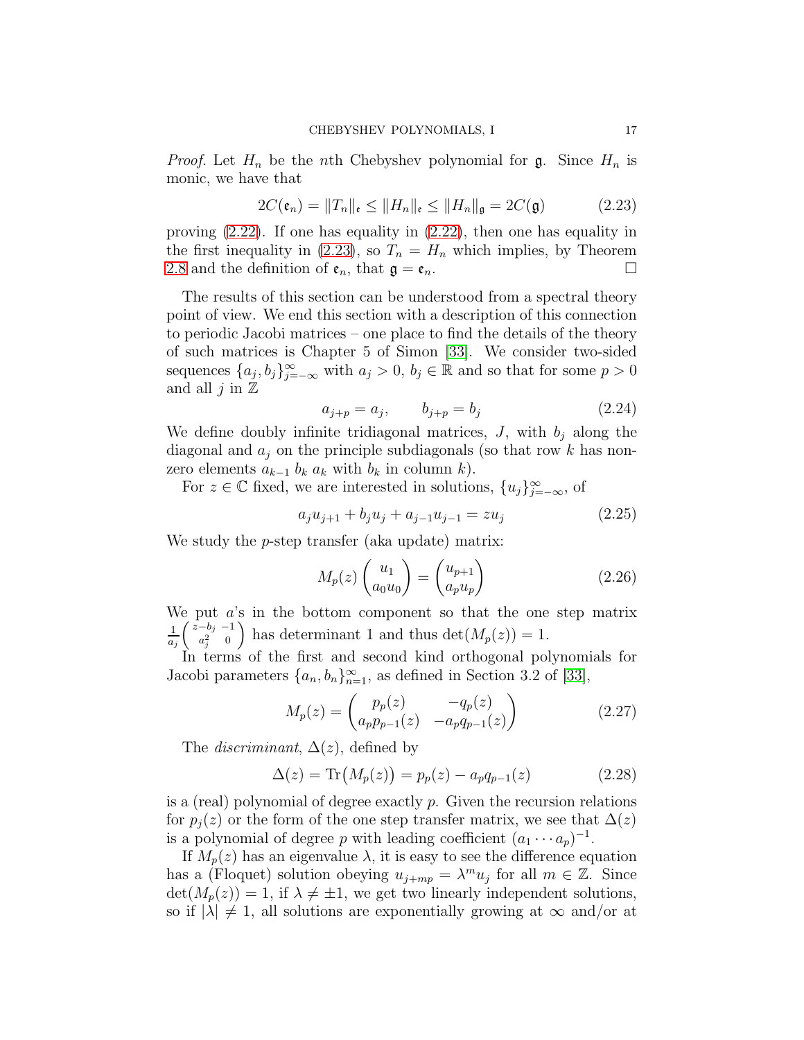*Proof.* Let $H_n$ be the $n$th Chebyshev polynomial for $\mathfrak{g}$. Since $H_n$ is monic, we have that

$$2C(\mathfrak{e}_n) = \|T_n\|_{\mathfrak{e}} \le \|H_n\|_{\mathfrak{e}} \le \|H_n\|_{\mathfrak{g}} = 2C(\mathfrak{g}) \tag{2.23}$$

proving (2.22). If one has equality in (2.22), then one has equality in the first inequality in (2.23), so $T_n = H_n$ which implies, by Theorem 2.8 and the definition of $\mathfrak{e}_n$, that $\mathfrak{g} = \mathfrak{e}_n$. $\square$

The results of this section can be understood from a spectral theory point of view. We end this section with a description of this connection to periodic Jacobi matrices – one place to find the details of the theory of such matrices is Chapter 5 of Simon [33]. We consider two-sided sequences $\{a_j, b_j\}_{j=-\infty}^{\infty}$ with $a_j > 0$, $b_j \in \mathbb{R}$ and so that for some $p > 0$ and all $j$ in $\mathbb{Z}$

$$a_{j+p} = a_j, \qquad b_{j+p} = b_j \tag{2.24}$$

We define doubly infinite tridiagonal matrices, $J$, with $b_j$ along the diagonal and $a_j$ on the principle subdiagonals (so that row $k$ has non-zero elements $a_{k-1}$ $b_k$ $a_k$ with $b_k$ in column $k$).

For $z \in \mathbb{C}$ fixed, we are interested in solutions, $\{u_j\}_{j=-\infty}^{\infty}$, of

$$a_j u_{j+1} + b_j u_j + a_{j-1} u_{j-1} = z u_j \tag{2.25}$$

We study the $p$-step transfer (aka update) matrix:

$$M_p(z) \begin{pmatrix} u_1 \\ a_0 u_0 \end{pmatrix} = \begin{pmatrix} u_{p+1} \\ a_p u_p \end{pmatrix} \tag{2.26}$$

We put $a$'s in the bottom component so that the one step matrix $\frac{1}{a_j}\begin{pmatrix} z-b_j & -1 \\ a_j^2 & 0 \end{pmatrix}$ has determinant 1 and thus $\det(M_p(z)) = 1$.

In terms of the first and second kind orthogonal polynomials for Jacobi parameters $\{a_n, b_n\}_{n=1}^{\infty}$, as defined in Section 3.2 of [33],

$$M_p(z) = \begin{pmatrix} p_p(z) & -q_p(z) \\ a_p p_{p-1}(z) & -a_p q_{p-1}(z) \end{pmatrix} \tag{2.27}$$

The *discriminant*, $\Delta(z)$, defined by

$$\Delta(z) = \mathrm{Tr}\big(M_p(z)\big) = p_p(z) - a_p q_{p-1}(z) \tag{2.28}$$

is a (real) polynomial of degree exactly $p$. Given the recursion relations for $p_j(z)$ or the form of the one step transfer matrix, we see that $\Delta(z)$ is a polynomial of degree $p$ with leading coefficient $(a_1 \cdots a_p)^{-1}$.

If $M_p(z)$ has an eigenvalue $\lambda$, it is easy to see the difference equation has a (Floquet) solution obeying $u_{j+mp} = \lambda^m u_j$ for all $m \in \mathbb{Z}$. Since $\det(M_p(z)) = 1$, if $\lambda \ne \pm 1$, we get two linearly independent solutions, so if $|\lambda| \ne 1$, all solutions are exponentially growing at $\infty$ and/or at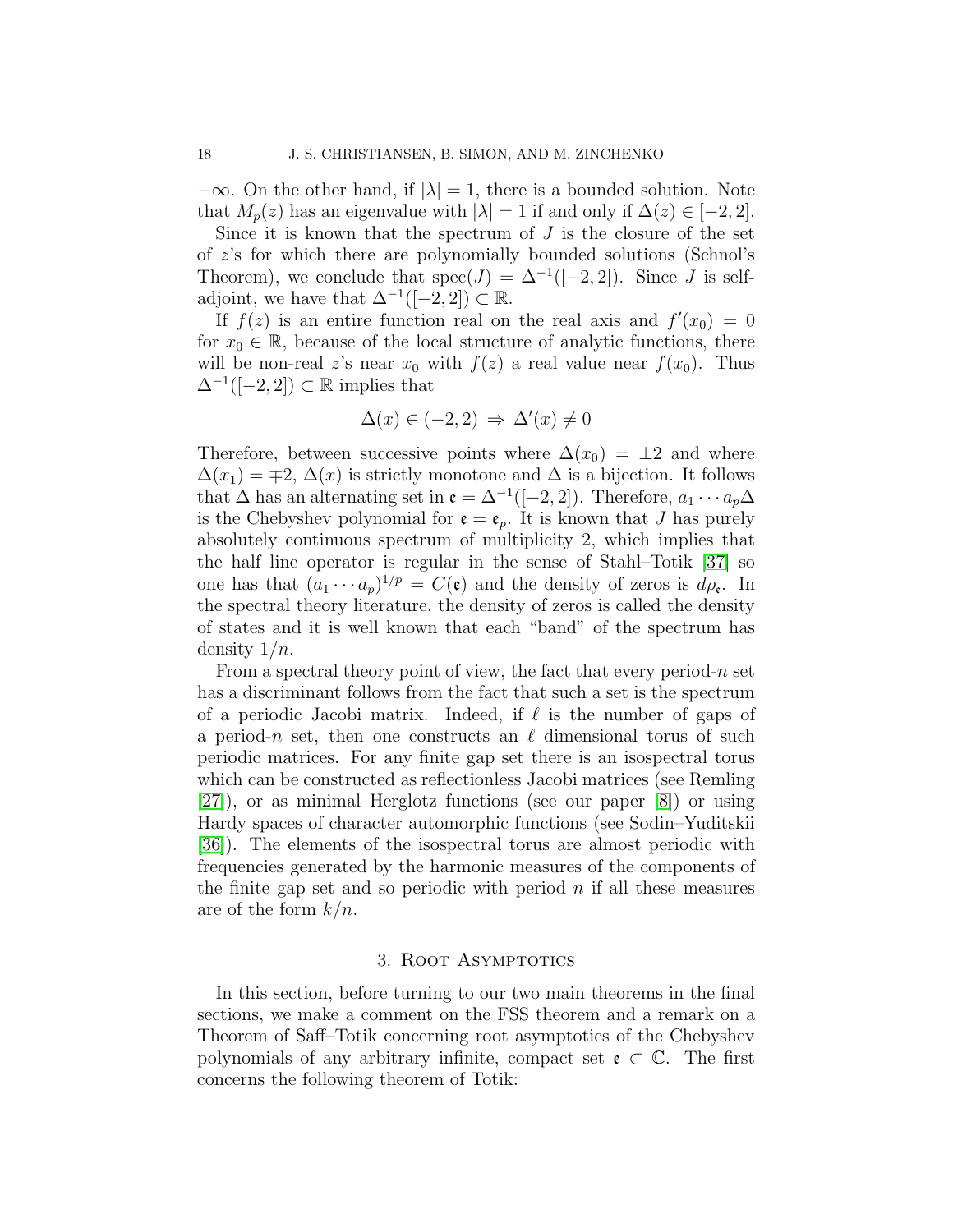$-\infty$. On the other hand, if $|\lambda| = 1$, there is a bounded solution. Note that $M_p(z)$ has an eigenvalue with $|\lambda| = 1$ if and only if $\Delta(z) \in [-2, 2]$.

Since it is known that the spectrum of $J$ is the closure of the set of $z$'s for which there are polynomially bounded solutions (Schnol's Theorem), we conclude that $\operatorname{spec}(J) = \Delta^{-1}([-2, 2])$. Since $J$ is self-adjoint, we have that $\Delta^{-1}([-2, 2]) \subset \mathbb{R}$.

If $f(z)$ is an entire function real on the real axis and $f'(x_0) = 0$ for $x_0 \in \mathbb{R}$, because of the local structure of analytic functions, there will be non-real $z$'s near $x_0$ with $f(z)$ a real value near $f(x_0)$. Thus $\Delta^{-1}([-2, 2]) \subset \mathbb{R}$ implies that

$$\Delta(x) \in (-2, 2) \;\Rightarrow\; \Delta'(x) \neq 0$$

Therefore, between successive points where $\Delta(x_0) = \pm 2$ and where $\Delta(x_1) = \mp 2$, $\Delta(x)$ is strictly monotone and $\Delta$ is a bijection. It follows that $\Delta$ has an alternating set in $\mathfrak{e} = \Delta^{-1}([-2, 2])$. Therefore, $a_1 \cdots a_p \Delta$ is the Chebyshev polynomial for $\mathfrak{e} = \mathfrak{e}_p$. It is known that $J$ has purely absolutely continuous spectrum of multiplicity 2, which implies that the half line operator is regular in the sense of Stahl–Totik [37] so one has that $(a_1 \cdots a_p)^{1/p} = C(\mathfrak{e})$ and the density of zeros is $d\rho_{\mathfrak{e}}$. In the spectral theory literature, the density of zeros is called the density of states and it is well known that each "band" of the spectrum has density $1/n$.

From a spectral theory point of view, the fact that every period-$n$ set has a discriminant follows from the fact that such a set is the spectrum of a periodic Jacobi matrix. Indeed, if $\ell$ is the number of gaps of a period-$n$ set, then one constructs an $\ell$ dimensional torus of such periodic matrices. For any finite gap set there is an isospectral torus which can be constructed as reflectionless Jacobi matrices (see Remling [27]), or as minimal Herglotz functions (see our paper [8]) or using Hardy spaces of character automorphic functions (see Sodin–Yuditskii [36]). The elements of the isospectral torus are almost periodic with frequencies generated by the harmonic measures of the components of the finite gap set and so periodic with period $n$ if all these measures are of the form $k/n$.

## 3. Root Asymptotics

In this section, before turning to our two main theorems in the final sections, we make a comment on the FSS theorem and a remark on a Theorem of Saff–Totik concerning root asymptotics of the Chebyshev polynomials of any arbitrary infinite, compact set $\mathfrak{e} \subset \mathbb{C}$. The first concerns the following theorem of Totik: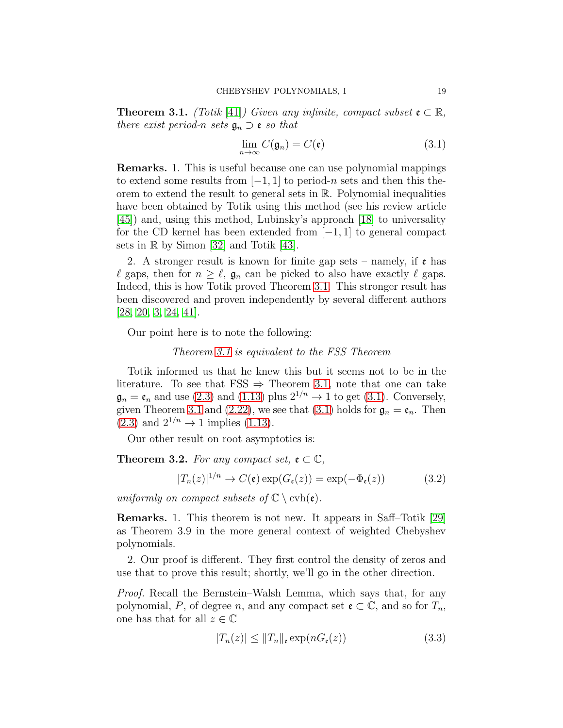**Theorem 3.1.** *(Totik [41]) Given any infinite, compact subset $\mathfrak{e} \subset \mathbb{R}$, there exist period-$n$ sets $\mathfrak{g}_n \supset \mathfrak{e}$ so that*

$$\lim_{n\to\infty} C(\mathfrak{g}_n) = C(\mathfrak{e}) \tag{3.1}$$

**Remarks.** 1. This is useful because one can use polynomial mappings to extend some results from $[-1, 1]$ to period-$n$ sets and then this theorem to extend the result to general sets in $\mathbb{R}$. Polynomial inequalities have been obtained by Totik using this method (see his review article [45]) and, using this method, Lubinsky's approach [18] to universality for the CD kernel has been extended from $[-1, 1]$ to general compact sets in $\mathbb{R}$ by Simon [32] and Totik [43].

2. A stronger result is known for finite gap sets – namely, if $\mathfrak{e}$ has $\ell$ gaps, then for $n \geq \ell$, $\mathfrak{g}_n$ can be picked to also have exactly $\ell$ gaps. Indeed, this is how Totik proved Theorem 3.1. This stronger result has been discovered and proven independently by several different authors [28, 20, 3, 24, 41].

Our point here is to note the following:

*Theorem 3.1 is equivalent to the FSS Theorem*

Totik informed us that he knew this but it seems not to be in the literature. To see that FSS $\Rightarrow$ Theorem 3.1, note that one can take $\mathfrak{g}_n = \mathfrak{e}_n$ and use (2.3) and (1.13) plus $2^{1/n} \to 1$ to get (3.1). Conversely, given Theorem 3.1 and (2.22), we see that (3.1) holds for $\mathfrak{g}_n = \mathfrak{e}_n$. Then (2.3) and $2^{1/n} \to 1$ implies (1.13).

Our other result on root asymptotics is:

**Theorem 3.2.** *For any compact set, $\mathfrak{e} \subset \mathbb{C}$,*

$$|T_n(z)|^{1/n} \to C(\mathfrak{e}) \exp(G_{\mathfrak{e}}(z)) = \exp(-\Phi_{\mathfrak{e}}(z)) \tag{3.2}$$

*uniformly on compact subsets of $\mathbb{C} \setminus \text{cvh}(\mathfrak{e})$.*

**Remarks.** 1. This theorem is not new. It appears in Saff–Totik [29] as Theorem 3.9 in the more general context of weighted Chebyshev polynomials.

2. Our proof is different. They first control the density of zeros and use that to prove this result; shortly, we'll go in the other direction.

*Proof.* Recall the Bernstein–Walsh Lemma, which says that, for any polynomial, $P$, of degree $n$, and any compact set $\mathfrak{e} \subset \mathbb{C}$, and so for $T_n$, one has that for all $z \in \mathbb{C}$

$$|T_n(z)| \leq \|T_n\|_{\mathfrak{e}} \exp(nG_{\mathfrak{e}}(z)) \tag{3.3}$$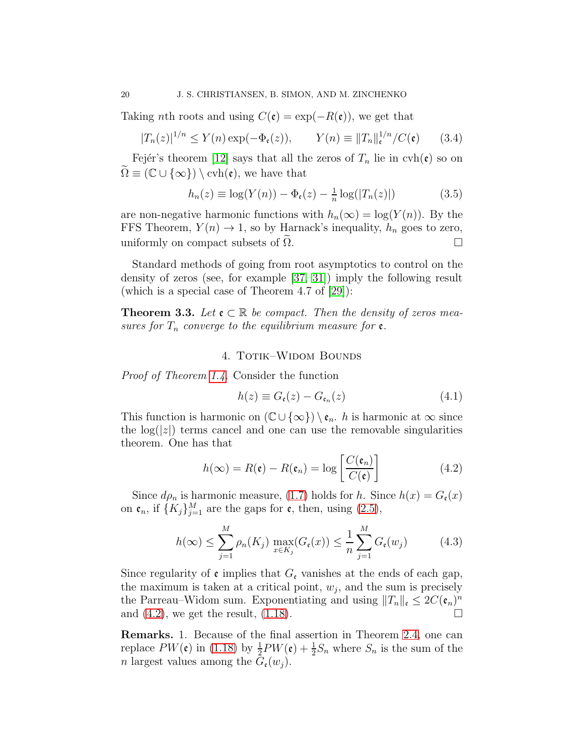Taking $n$th roots and using $C(\mathfrak{e}) = \exp(-R(\mathfrak{e}))$, we get that

$$|T_n(z)|^{1/n} \le Y(n) \exp(-\Phi_{\mathfrak{e}}(z)), \qquad Y(n) \equiv \|T_n\|_{\mathfrak{e}}^{1/n}/C(\mathfrak{e}) \tag{3.4}$$

Fejér's theorem [12] says that all the zeros of $T_n$ lie in $\mathrm{cvh}(\mathfrak{e})$ so on $\widetilde{\Omega} \equiv (\mathbb{C} \cup \{\infty\}) \setminus \mathrm{cvh}(\mathfrak{e})$, we have that

$$h_n(z) \equiv \log(Y(n)) - \Phi_{\mathfrak{e}}(z) - \tfrac{1}{n} \log(|T_n(z)|) \tag{3.5}$$

are non-negative harmonic functions with $h_n(\infty) = \log(Y(n))$. By the FFS Theorem, $Y(n) \to 1$, so by Harnack's inequality, $h_n$ goes to zero, uniformly on compact subsets of $\widetilde{\Omega}$. $\square$

Standard methods of going from root asymptotics to control on the density of zeros (see, for example [37, 31]) imply the following result (which is a special case of Theorem 4.7 of [29]):

**Theorem 3.3.** *Let $\mathfrak{e} \subset \mathbb{R}$ be compact. Then the density of zeros measures for $T_n$ converge to the equilibrium measure for $\mathfrak{e}$.*

## 4. Totik–Widom Bounds

*Proof of Theorem 1.4.* Consider the function

$$h(z) \equiv G_{\mathfrak{e}}(z) - G_{\mathfrak{e}_n}(z) \tag{4.1}$$

This function is harmonic on $(\mathbb{C} \cup \{\infty\}) \setminus \mathfrak{e}_n$. $h$ is harmonic at $\infty$ since the $\log(|z|)$ terms cancel and one can use the removable singularities theorem. One has that

$$h(\infty) = R(\mathfrak{e}) - R(\mathfrak{e}_n) = \log \left[ \frac{C(\mathfrak{e}_n)}{C(\mathfrak{e})} \right] \tag{4.2}$$

Since $d\rho_n$ is harmonic measure, (1.7) holds for $h$. Since $h(x) = G_{\mathfrak{e}}(x)$ on $\mathfrak{e}_n$, if $\{K_j\}_{j=1}^M$ are the gaps for $\mathfrak{e}$, then, using (2.5),

$$h(\infty) \le \sum_{j=1}^M \rho_n(K_j) \max_{x \in K_j} (G_{\mathfrak{e}}(x)) \le \frac{1}{n} \sum_{j=1}^M G_{\mathfrak{e}}(w_j) \tag{4.3}$$

Since regularity of $\mathfrak{e}$ implies that $G_{\mathfrak{e}}$ vanishes at the ends of each gap, the maximum is taken at a critical point, $w_j$, and the sum is precisely the Parreau–Widom sum. Exponentiating and using $\|T_n\|_{\mathfrak{e}} \le 2C(\mathfrak{e}_n)^n$ and (4.2), we get the result, (1.18). $\square$

**Remarks.** 1. Because of the final assertion in Theorem 2.4, one can replace $PW(\mathfrak{e})$ in (1.18) by $\frac{1}{2}PW(\mathfrak{e}) + \frac{1}{2}S_n$ where $S_n$ is the sum of the $n$ largest values among the $G_{\mathfrak{e}}(w_j)$.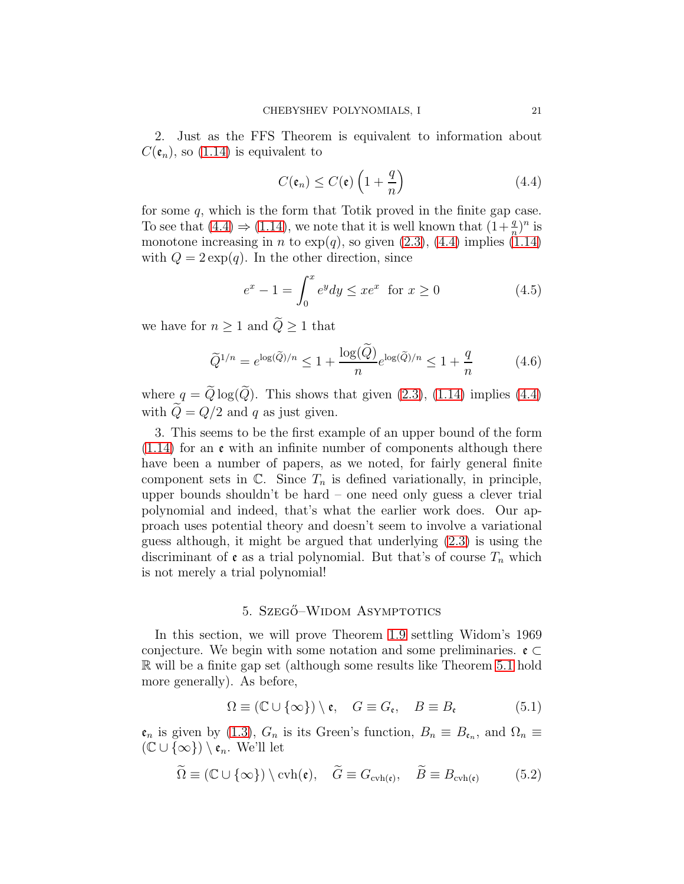2. Just as the FFS Theorem is equivalent to information about $C(\mathfrak{e}_n)$, so (1.14) is equivalent to

$$C(\mathfrak{e}_n) \leq C(\mathfrak{e}) \left(1 + \frac{q}{n}\right) \tag{4.4}$$

for some $q$, which is the form that Totik proved in the finite gap case. To see that (4.4) $\Rightarrow$ (1.14), we note that it is well known that $(1+\frac{q}{n})^n$ is monotone increasing in $n$ to $\exp(q)$, so given (2.3), (4.4) implies (1.14) with $Q = 2\exp(q)$. In the other direction, since

$$e^x - 1 = \int_0^x e^y dy \leq x e^x \quad \text{for } x \geq 0 \tag{4.5}$$

we have for $n \geq 1$ and $\widetilde{Q} \geq 1$ that

$$\widetilde{Q}^{1/n} = e^{\log(\widetilde{Q})/n} \leq 1 + \frac{\log(\widetilde{Q})}{n} e^{\log(\widetilde{Q})/n} \leq 1 + \frac{q}{n} \tag{4.6}$$

where $q = \widetilde{Q}\log(\widetilde{Q})$. This shows that given (2.3), (1.14) implies (4.4) with $\widetilde{Q} = Q/2$ and $q$ as just given.

3. This seems to be the first example of an upper bound of the form (1.14) for an $\mathfrak{e}$ with an infinite number of components although there have been a number of papers, as we noted, for fairly general finite component sets in $\mathbb{C}$. Since $T_n$ is defined variationally, in principle, upper bounds shouldn't be hard – one need only guess a clever trial polynomial and indeed, that's what the earlier work does. Our approach uses potential theory and doesn't seem to involve a variational guess although, it might be argued that underlying (2.3) is using the discriminant of $\mathfrak{e}$ as a trial polynomial. But that's of course $T_n$ which is not merely a trial polynomial!

## 5. Szegő–Widom Asymptotics

In this section, we will prove Theorem 1.9 settling Widom's 1969 conjecture. We begin with some notation and some preliminaries. $\mathfrak{e} \subset \mathbb{R}$ will be a finite gap set (although some results like Theorem 5.1 hold more generally). As before,

$$\Omega \equiv (\mathbb{C} \cup \{\infty\}) \setminus \mathfrak{e}, \quad G \equiv G_{\mathfrak{e}}, \quad B \equiv B_{\mathfrak{e}} \tag{5.1}$$

$\mathfrak{e}_n$ is given by (1.3), $G_n$ is its Green's function, $B_n \equiv B_{\mathfrak{e}_n}$, and $\Omega_n \equiv (\mathbb{C} \cup \{\infty\}) \setminus \mathfrak{e}_n$. We'll let

$$\widetilde{\Omega} \equiv (\mathbb{C} \cup \{\infty\}) \setminus \mathrm{cvh}(\mathfrak{e}), \quad \widetilde{G} \equiv G_{\mathrm{cvh}(\mathfrak{e})}, \quad \widetilde{B} \equiv B_{\mathrm{cvh}(\mathfrak{e})} \tag{5.2}$$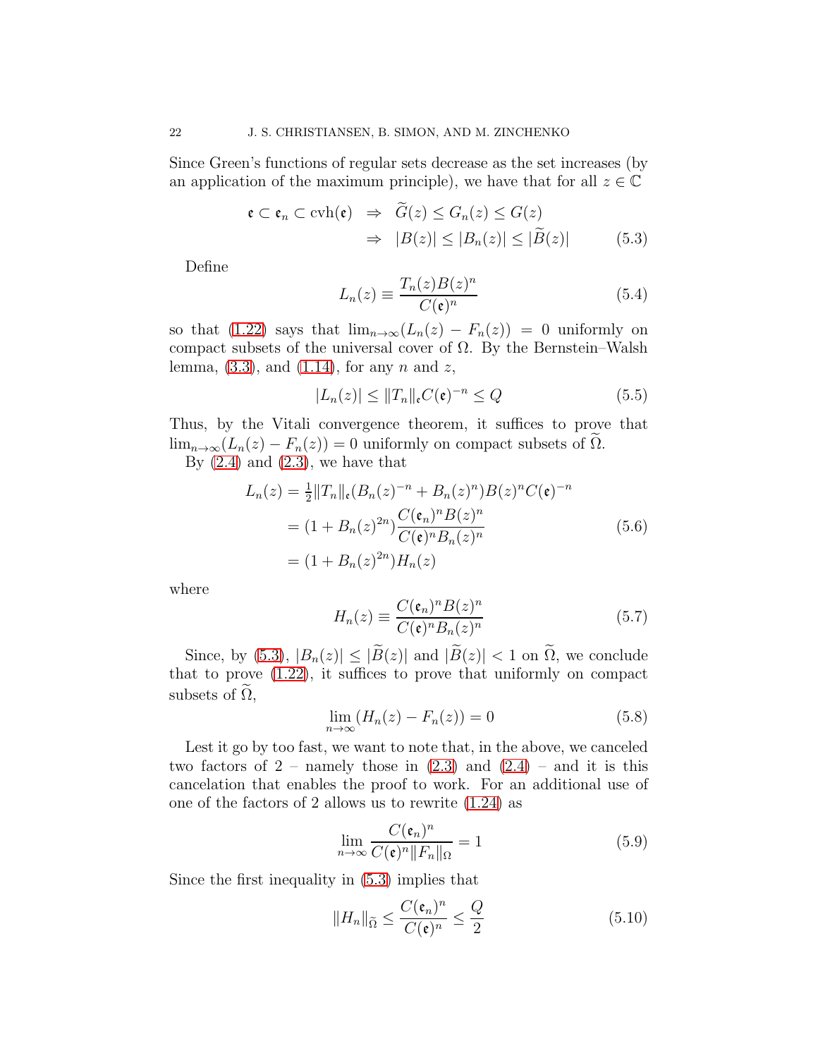Since Green's functions of regular sets decrease as the set increases (by an application of the maximum principle), we have that for all $z \in \mathbb{C}$

$$
\begin{aligned}
\mathfrak{e} \subset \mathfrak{e}_n \subset \text{cvh}(\mathfrak{e}) \;&\Rightarrow\; \widetilde{G}(z) \le G_n(z) \le G(z) \\
&\Rightarrow\; |B(z)| \le |B_n(z)| \le |\widetilde{B}(z)|
\end{aligned} \tag{5.3}
$$

Define

$$
L_n(z) \equiv \frac{T_n(z) B(z)^n}{C(\mathfrak{e})^n} \tag{5.4}
$$

so that (1.22) says that $\lim_{n\to\infty}(L_n(z) - F_n(z)) = 0$ uniformly on compact subsets of the universal cover of $\Omega$. By the Bernstein–Walsh lemma, (3.3), and (1.14), for any $n$ and $z$,

$$
|L_n(z)| \le \|T_n\|_{\mathfrak{e}} C(\mathfrak{e})^{-n} \le Q \tag{5.5}
$$

Thus, by the Vitali convergence theorem, it suffices to prove that $\lim_{n\to\infty}(L_n(z) - F_n(z)) = 0$ uniformly on compact subsets of $\widetilde{\Omega}$.

By (2.4) and (2.3), we have that

$$
\begin{aligned}
L_n(z) &= \tfrac{1}{2}\|T_n\|_{\mathfrak{e}}(B_n(z)^{-n} + B_n(z)^n) B(z)^n C(\mathfrak{e})^{-n} \\
&= (1 + B_n(z)^{2n}) \frac{C(\mathfrak{e}_n)^n B(z)^n}{C(\mathfrak{e})^n B_n(z)^n} \\
&= (1 + B_n(z)^{2n}) H_n(z)
\end{aligned} \tag{5.6}
$$

where

$$
H_n(z) \equiv \frac{C(\mathfrak{e}_n)^n B(z)^n}{C(\mathfrak{e})^n B_n(z)^n} \tag{5.7}
$$

Since, by (5.3), $|B_n(z)| \le |\widetilde{B}(z)|$ and $|\widetilde{B}(z)| < 1$ on $\widetilde{\Omega}$, we conclude that to prove (1.22), it suffices to prove that uniformly on compact subsets of $\widetilde{\Omega}$,

$$
\lim_{n\to\infty}(H_n(z) - F_n(z)) = 0 \tag{5.8}
$$

Lest it go by too fast, we want to note that, in the above, we canceled two factors of 2 – namely those in (2.3) and (2.4) – and it is this cancelation that enables the proof to work. For an additional use of one of the factors of 2 allows us to rewrite (1.24) as

$$
\lim_{n\to\infty} \frac{C(\mathfrak{e}_n)^n}{C(\mathfrak{e})^n \|F_n\|_{\Omega}} = 1 \tag{5.9}
$$

Since the first inequality in (5.3) implies that

$$
\|H_n\|_{\widetilde{\Omega}} \le \frac{C(\mathfrak{e}_n)^n}{C(\mathfrak{e})^n} \le \frac{Q}{2} \tag{5.10}
$$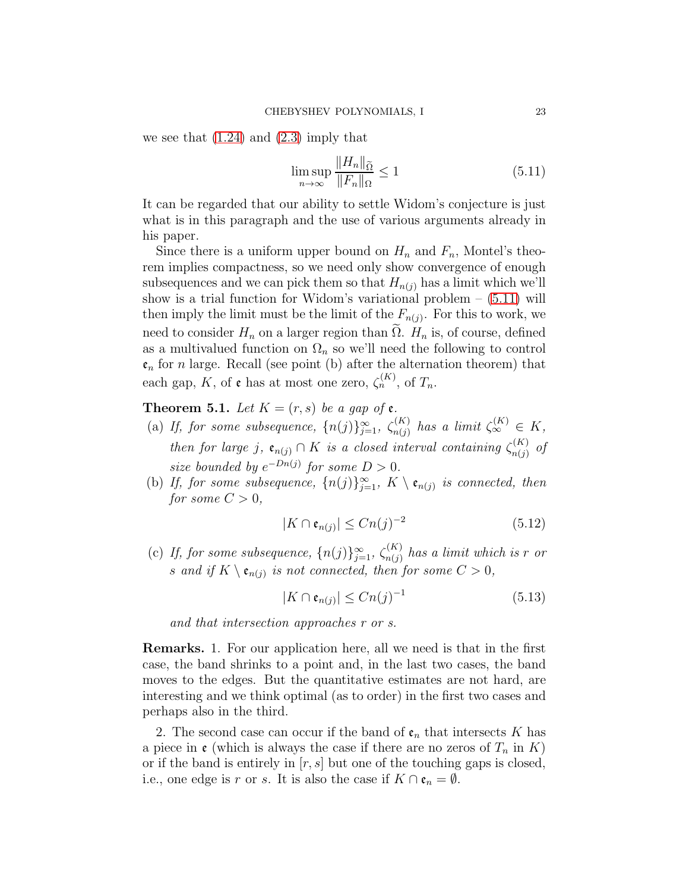we see that (1.24) and (2.3) imply that

$$\limsup_{n\to\infty} \frac{\|H_n\|_{\widetilde{\Omega}}}{\|F_n\|_{\Omega}} \leq 1 \tag{5.11}$$

It can be regarded that our ability to settle Widom's conjecture is just what is in this paragraph and the use of various arguments already in his paper.

Since there is a uniform upper bound on $H_n$ and $F_n$, Montel's theorem implies compactness, so we need only show convergence of enough subsequences and we can pick them so that $H_{n(j)}$ has a limit which we'll show is a trial function for Widom's variational problem – (5.11) will then imply the limit must be the limit of the $F_{n(j)}$. For this to work, we need to consider $H_n$ on a larger region than $\widetilde{\Omega}$. $H_n$ is, of course, defined as a multivalued function on $\Omega_n$ so we'll need the following to control $\mathfrak{e}_n$ for $n$ large. Recall (see point (b) after the alternation theorem) that each gap, $K$, of $\mathfrak{e}$ has at most one zero, $\zeta_n^{(K)}$, of $T_n$.

**Theorem 5.1.** *Let $K = (r, s)$ be a gap of $\mathfrak{e}$.*

(a) *If, for some subsequence, $\{n(j)\}_{j=1}^\infty$, $\zeta_{n(j)}^{(K)}$ has a limit $\zeta_\infty^{(K)} \in K$, then for large $j$, $\mathfrak{e}_{n(j)} \cap K$ is a closed interval containing $\zeta_{n(j)}^{(K)}$ of size bounded by $e^{-Dn(j)}$ for some $D > 0$.*

(b) *If, for some subsequence, $\{n(j)\}_{j=1}^\infty$, $K \setminus \mathfrak{e}_{n(j)}$ is connected, then for some $C > 0$,*

$$|K \cap \mathfrak{e}_{n(j)}| \leq Cn(j)^{-2} \tag{5.12}$$

(c) *If, for some subsequence, $\{n(j)\}_{j=1}^\infty$, $\zeta_{n(j)}^{(K)}$ has a limit which is $r$ or $s$ and if $K \setminus \mathfrak{e}_{n(j)}$ is not connected, then for some $C > 0$,*

$$|K \cap \mathfrak{e}_{n(j)}| \leq Cn(j)^{-1} \tag{5.13}$$

*and that intersection approaches $r$ or $s$.*

**Remarks.** 1. For our application here, all we need is that in the first case, the band shrinks to a point and, in the last two cases, the band moves to the edges. But the quantitative estimates are not hard, are interesting and we think optimal (as to order) in the first two cases and perhaps also in the third.

2. The second case can occur if the band of $\mathfrak{e}_n$ that intersects $K$ has a piece in $\mathfrak{e}$ (which is always the case if there are no zeros of $T_n$ in $K$) or if the band is entirely in $[r, s]$ but one of the touching gaps is closed, i.e., one edge is $r$ or $s$. It is also the case if $K \cap \mathfrak{e}_n = \emptyset$.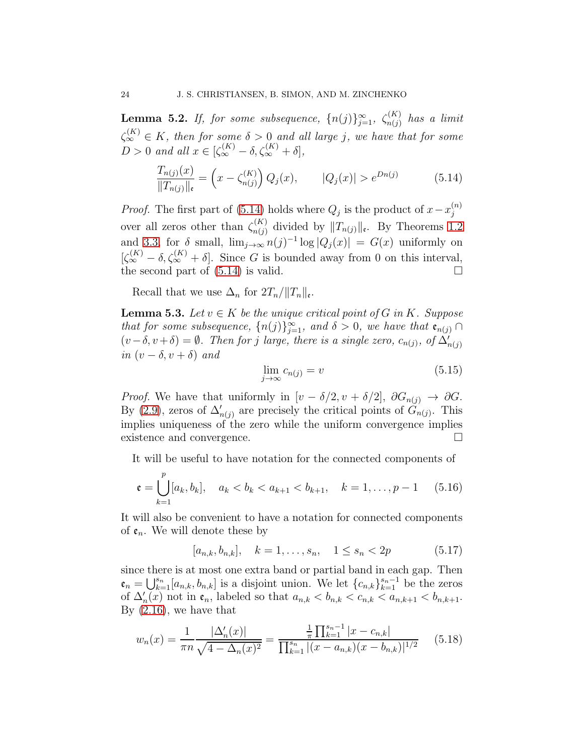**Lemma 5.2.** *If, for some subsequence, $\{n(j)\}_{j=1}^\infty$, $\zeta_{n(j)}^{(K)}$ has a limit $\zeta_\infty^{(K)} \in K$, then for some $\delta > 0$ and all large $j$, we have that for some $D > 0$ and all $x \in [\zeta_\infty^{(K)} - \delta, \zeta_\infty^{(K)} + \delta]$,*

$$\frac{T_{n(j)}(x)}{\|T_{n(j)}\|_{\mathfrak{e}}} = \left(x - \zeta_{n(j)}^{(K)}\right) Q_j(x), \qquad |Q_j(x)| > e^{Dn(j)} \tag{5.14}$$

*Proof.* The first part of (5.14) holds where $Q_j$ is the product of $x - x_j^{(n)}$ over all zeros other than $\zeta_{n(j)}^{(K)}$ divided by $\|T_{n(j)}\|_{\mathfrak{e}}$. By Theorems 1.2 and 3.3, for $\delta$ small, $\lim_{j\to\infty} n(j)^{-1} \log |Q_j(x)| = G(x)$ uniformly on $[\zeta_\infty^{(K)} - \delta, \zeta_\infty^{(K)} + \delta]$. Since $G$ is bounded away from 0 on this interval, the second part of (5.14) is valid. $\square$

Recall that we use $\Delta_n$ for $2T_n/\|T_n\|_{\mathfrak{e}}$.

**Lemma 5.3.** *Let $v \in K$ be the unique critical point of $G$ in $K$. Suppose that for some subsequence, $\{n(j)\}_{j=1}^\infty$, and $\delta > 0$, we have that $\mathfrak{e}_{n(j)} \cap (v - \delta, v + \delta) = \emptyset$. Then for $j$ large, there is a single zero, $c_{n(j)}$, of $\Delta'_{n(j)}$ in $(v - \delta, v + \delta)$ and*

$$\lim_{j\to\infty} c_{n(j)} = v \tag{5.15}$$

*Proof.* We have that uniformly in $[v - \delta/2, v + \delta/2]$, $\partial G_{n(j)} \to \partial G$. By (2.9), zeros of $\Delta'_{n(j)}$ are precisely the critical points of $G_{n(j)}$. This implies uniqueness of the zero while the uniform convergence implies existence and convergence. $\square$

It will be useful to have notation for the connected components of

$$\mathfrak{e} = \bigcup_{k=1}^{p} [a_k, b_k], \quad a_k < b_k < a_{k+1} < b_{k+1}, \quad k = 1, \dots, p-1 \tag{5.16}$$

It will also be convenient to have a notation for connected components of $\mathfrak{e}_n$. We will denote these by

$$[a_{n,k}, b_{n,k}], \quad k = 1, \dots, s_n, \quad 1 \le s_n < 2p \tag{5.17}$$

since there is at most one extra band or partial band in each gap. Then $\mathfrak{e}_n = \bigcup_{k=1}^{s_n} [a_{n,k}, b_{n,k}]$ is a disjoint union. We let $\{c_{n,k}\}_{k=1}^{s_n - 1}$ be the zeros of $\Delta'_n(x)$ not in $\mathfrak{e}_n$, labeled so that $a_{n,k} < b_{n,k} < c_{n,k} < a_{n,k+1} < b_{n,k+1}$. By (2.16), we have that

$$w_n(x) = \frac{1}{\pi n} \frac{|\Delta'_n(x)|}{\sqrt{4 - \Delta_n(x)^2}} = \frac{\frac{1}{\pi} \prod_{k=1}^{s_n - 1} |x - c_{n,k}|}{\prod_{k=1}^{s_n} |(x - a_{n,k})(x - b_{n,k})|^{1/2}} \tag{5.18}$$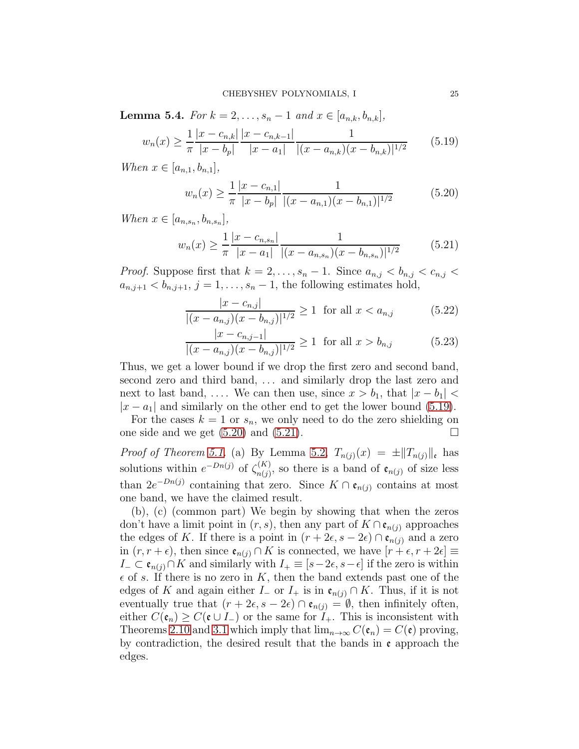**Lemma 5.4.** *For $k = 2, \dots, s_n - 1$ and $x \in [a_{n,k}, b_{n,k}]$,*

$$w_n(x) \geq \frac{1}{\pi} \frac{|x - c_{n,k}|}{|x - b_p|} \frac{|x - c_{n,k-1}|}{|x - a_1|} \frac{1}{|(x - a_{n,k})(x - b_{n,k})|^{1/2}} \tag{5.19}$$

*When $x \in [a_{n,1}, b_{n,1}]$,*

$$w_n(x) \geq \frac{1}{\pi} \frac{|x - c_{n,1}|}{|x - b_p|} \frac{1}{|(x - a_{n,1})(x - b_{n,1})|^{1/2}} \tag{5.20}$$

*When $x \in [a_{n,s_n}, b_{n,s_n}]$,*

$$w_n(x) \geq \frac{1}{\pi} \frac{|x - c_{n,s_n}|}{|x - a_1|} \frac{1}{|(x - a_{n,s_n})(x - b_{n,s_n})|^{1/2}} \tag{5.21}$$

*Proof.* Suppose first that $k = 2, \dots, s_n - 1$. Since $a_{n,j} < b_{n,j} < c_{n,j} < a_{n,j+1} < b_{n,j+1}$, $j = 1, \dots, s_n - 1$, the following estimates hold,

$$\frac{|x - c_{n,j}|}{|(x - a_{n,j})(x - b_{n,j})|^{1/2}} \geq 1 \ \text{ for all } x < a_{n,j} \tag{5.22}$$

$$\frac{|x - c_{n,j-1}|}{|(x - a_{n,j})(x - b_{n,j})|^{1/2}} \geq 1 \ \text{ for all } x > b_{n,j} \tag{5.23}$$

Thus, we get a lower bound if we drop the first zero and second band, second zero and third band, ... and similarly drop the last zero and next to last band, .... We can then use, since $x > b_1$, that $|x - b_1| < |x - a_1|$ and similarly on the other end to get the lower bound (5.19).

For the cases $k = 1$ or $s_n$, we only need to do the zero shielding on one side and we get (5.20) and (5.21). $\square$

*Proof of Theorem 5.1.* (a) By Lemma 5.2, $T_{n(j)}(x) = \pm\|T_{n(j)}\|_{\mathfrak{e}}$ has solutions within $e^{-Dn(j)}$ of $\zeta^{(K)}_{n(j)}$, so there is a band of $\mathfrak{e}_{n(j)}$ of size less than $2e^{-Dn(j)}$ containing that zero. Since $K \cap \mathfrak{e}_{n(j)}$ contains at most one band, we have the claimed result.

(b), (c) (common part) We begin by showing that when the zeros don't have a limit point in $(r, s)$, then any part of $K \cap \mathfrak{e}_{n(j)}$ approaches the edges of $K$. If there is a point in $(r + 2\epsilon, s - 2\epsilon) \cap \mathfrak{e}_{n(j)}$ and a zero in $(r, r + \epsilon)$, then since $\mathfrak{e}_{n(j)} \cap K$ is connected, we have $[r + \epsilon, r + 2\epsilon] \equiv I_- \subset \mathfrak{e}_{n(j)} \cap K$ and similarly with $I_+ \equiv [s - 2\epsilon, s - \epsilon]$ if the zero is within $\epsilon$ of $s$. If there is no zero in $K$, then the band extends past one of the edges of $K$ and again either $I_-$ or $I_+$ is in $\mathfrak{e}_{n(j)} \cap K$. Thus, if it is not eventually true that $(r + 2\epsilon, s - 2\epsilon) \cap \mathfrak{e}_{n(j)} = \emptyset$, then infinitely often, either $C(\mathfrak{e}_n) \geq C(\mathfrak{e} \cup I_-)$ or the same for $I_+$. This is inconsistent with Theorems 2.10 and 3.1 which imply that $\lim_{n\to\infty} C(\mathfrak{e}_n) = C(\mathfrak{e})$ proving, by contradiction, the desired result that the bands in $\mathfrak{e}$ approach the edges.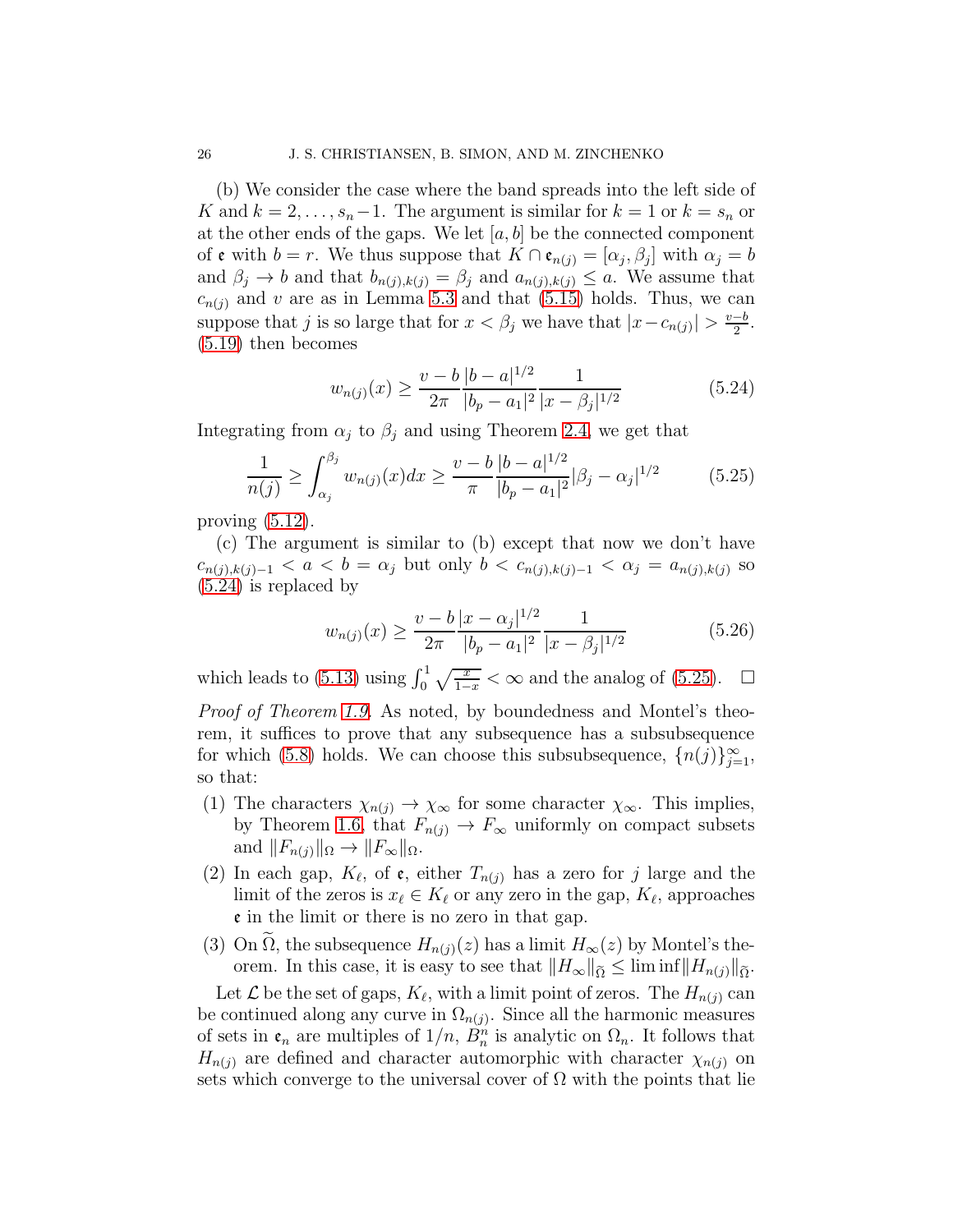(b) We consider the case where the band spreads into the left side of $K$ and $k = 2, \dots, s_n - 1$. The argument is similar for $k = 1$ or $k = s_n$ or at the other ends of the gaps. We let $[a, b]$ be the connected component of $\mathfrak{e}$ with $b = r$. We thus suppose that $K \cap \mathfrak{e}_{n(j)} = [\alpha_j, \beta_j]$ with $\alpha_j = b$ and $\beta_j \to b$ and that $b_{n(j),k(j)} = \beta_j$ and $a_{n(j),k(j)} \leq a$. We assume that $c_{n(j)}$ and $v$ are as in Lemma 5.3 and that (5.15) holds. Thus, we can suppose that $j$ is so large that for $x < \beta_j$ we have that $|x - c_{n(j)}| > \frac{v-b}{2}$. (5.19) then becomes

$$w_{n(j)}(x) \geq \frac{v-b}{2\pi} \frac{|b-a|^{1/2}}{|b_p - a_1|^2} \frac{1}{|x - \beta_j|^{1/2}} \tag{5.24}$$

Integrating from $\alpha_j$ to $\beta_j$ and using Theorem 2.4, we get that

$$\frac{1}{n(j)} \geq \int_{\alpha_j}^{\beta_j} w_{n(j)}(x)dx \geq \frac{v-b}{\pi} \frac{|b-a|^{1/2}}{|b_p - a_1|^2} |\beta_j - \alpha_j|^{1/2} \tag{5.25}$$

proving (5.12).

(c) The argument is similar to (b) except that now we don't have $c_{n(j),k(j)-1} < a < b = \alpha_j$ but only $b < c_{n(j),k(j)-1} < \alpha_j = a_{n(j),k(j)}$ so (5.24) is replaced by

$$w_{n(j)}(x) \geq \frac{v-b}{2\pi} \frac{|x-\alpha_j|^{1/2}}{|b_p - a_1|^2} \frac{1}{|x - \beta_j|^{1/2}} \tag{5.26}$$

which leads to (5.13) using $\int_0^1 \sqrt{\frac{x}{1-x}} < \infty$ and the analog of (5.25). $\square$

*Proof of Theorem 1.9.* As noted, by boundedness and Montel's theorem, it suffices to prove that any subsequence has a subsubsequence for which (5.8) holds. We can choose this subsubsequence, $\{n(j)\}_{j=1}^\infty$, so that:

1. The characters $\chi_{n(j)} \to \chi_\infty$ for some character $\chi_\infty$. This implies, by Theorem 1.6, that $F_{n(j)} \to F_\infty$ uniformly on compact subsets and $\|F_{n(j)}\|_\Omega \to \|F_\infty\|_\Omega$.
2. In each gap, $K_\ell$, of $\mathfrak{e}$, either $T_{n(j)}$ has a zero for $j$ large and the limit of the zeros is $x_\ell \in K_\ell$ or any zero in the gap, $K_\ell$, approaches $\mathfrak{e}$ in the limit or there is no zero in that gap.
3. On $\widetilde{\Omega}$, the subsequence $H_{n(j)}(z)$ has a limit $H_\infty(z)$ by Montel's theorem. In this case, it is easy to see that $\|H_\infty\|_{\widetilde{\Omega}} \leq \liminf \|H_{n(j)}\|_{\widetilde{\Omega}}$.

Let $\mathcal{L}$ be the set of gaps, $K_\ell$, with a limit point of zeros. The $H_{n(j)}$ can be continued along any curve in $\Omega_{n(j)}$. Since all the harmonic measures of sets in $\mathfrak{e}_n$ are multiples of $1/n$, $B_n^n$ is analytic on $\Omega_n$. It follows that $H_{n(j)}$ are defined and character automorphic with character $\chi_{n(j)}$ on sets which converge to the universal cover of $\Omega$ with the points that lie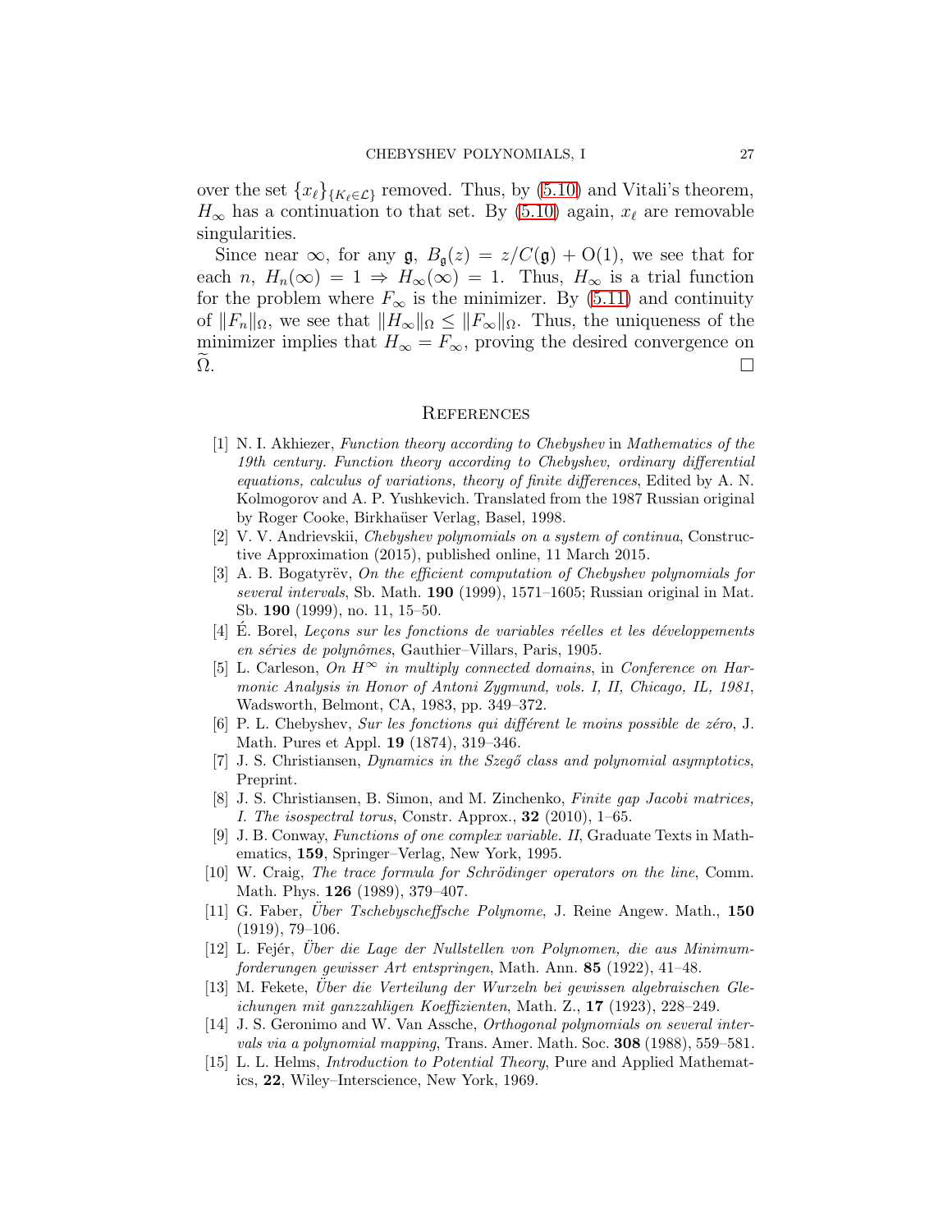over the set $\{x_\ell\}_{\{K_\ell \in \mathcal{L}\}}$ removed. Thus, by (5.10) and Vitali's theorem, $H_\infty$ has a continuation to that set. By (5.10) again, $x_\ell$ are removable singularities.

Since near $\infty$, for any $\mathfrak{g}$, $B_\mathfrak{g}(z) = z/C(\mathfrak{g}) + \mathrm{O}(1)$, we see that for each $n$, $H_n(\infty) = 1 \Rightarrow H_\infty(\infty) = 1$. Thus, $H_\infty$ is a trial function for the problem where $F_\infty$ is the minimizer. By (5.11) and continuity of $\|F_n\|_\Omega$, we see that $\|H_\infty\|_\Omega \leq \|F_\infty\|_\Omega$. Thus, the uniqueness of the minimizer implies that $H_\infty = F_\infty$, proving the desired convergence on $\widetilde{\Omega}$. $\square$

## References

[1] N. I. Akhiezer, *Function theory according to Chebyshev* in *Mathematics of the 19th century. Function theory according to Chebyshev, ordinary differential equations, calculus of variations, theory of finite differences*, Edited by A. N. Kolmogorov and A. P. Yushkevich. Translated from the 1987 Russian original by Roger Cooke, Birkhaüser Verlag, Basel, 1998.

[2] V. V. Andrievskii, *Chebyshev polynomials on a system of continua*, Constructive Approximation (2015), published online, 11 March 2015.

[3] A. B. Bogatyrëv, *On the efficient computation of Chebyshev polynomials for several intervals*, Sb. Math. **190** (1999), 1571–1605; Russian original in Mat. Sb. **190** (1999), no. 11, 15–50.

[4] É. Borel, *Leçons sur les fonctions de variables réelles et les développements en séries de polynômes*, Gauthier–Villars, Paris, 1905.

[5] L. Carleson, *On $H^\infty$ in multiply connected domains*, in *Conference on Harmonic Analysis in Honor of Antoni Zygmund, vols. I, II, Chicago, IL, 1981*, Wadsworth, Belmont, CA, 1983, pp. 349–372.

[6] P. L. Chebyshev, *Sur les fonctions qui différent le moins possible de zéro*, J. Math. Pures et Appl. **19** (1874), 319–346.

[7] J. S. Christiansen, *Dynamics in the Szegő class and polynomial asymptotics*, Preprint.

[8] J. S. Christiansen, B. Simon, and M. Zinchenko, *Finite gap Jacobi matrices, I. The isospectral torus*, Constr. Approx., **32** (2010), 1–65.

[9] J. B. Conway, *Functions of one complex variable. II*, Graduate Texts in Mathematics, **159**, Springer–Verlag, New York, 1995.

[10] W. Craig, *The trace formula for Schrödinger operators on the line*, Comm. Math. Phys. **126** (1989), 379–407.

[11] G. Faber, *Über Tschebyscheffsche Polynome*, J. Reine Angew. Math., **150** (1919), 79–106.

[12] L. Fejér, *Über die Lage der Nullstellen von Polynomen, die aus Minimumforderungen gewisser Art entspringen*, Math. Ann. **85** (1922), 41–48.

[13] M. Fekete, *Über die Verteilung der Wurzeln bei gewissen algebraischen Gleichungen mit ganzzahligen Koeffizienten*, Math. Z., **17** (1923), 228–249.

[14] J. S. Geronimo and W. Van Assche, *Orthogonal polynomials on several intervals via a polynomial mapping*, Trans. Amer. Math. Soc. **308** (1988), 559–581.

[15] L. L. Helms, *Introduction to Potential Theory*, Pure and Applied Mathematics, **22**, Wiley–Interscience, New York, 1969.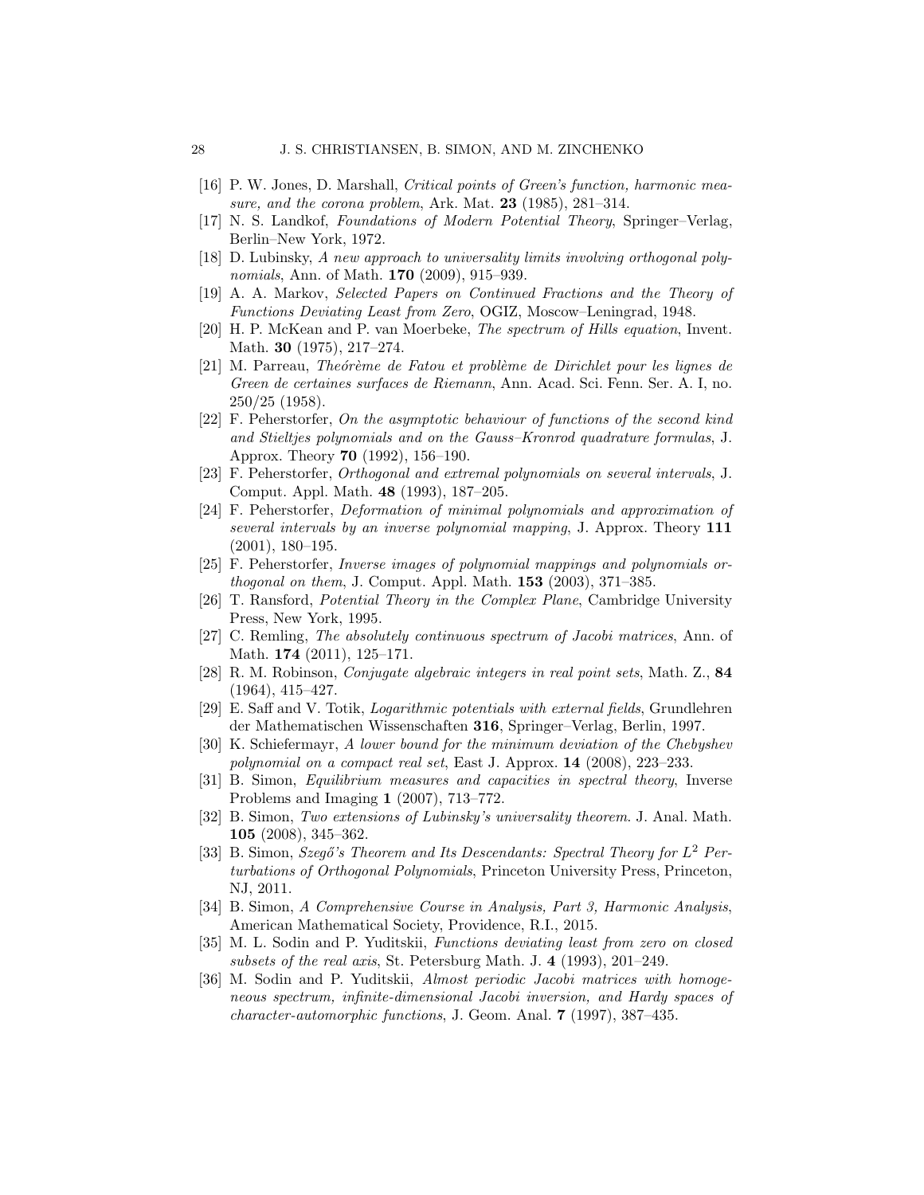[16] P. W. Jones, D. Marshall, *Critical points of Green's function, harmonic measure, and the corona problem*, Ark. Mat. **23** (1985), 281–314.

[17] N. S. Landkof, *Foundations of Modern Potential Theory*, Springer–Verlag, Berlin–New York, 1972.

[18] D. Lubinsky, *A new approach to universality limits involving orthogonal polynomials*, Ann. of Math. **170** (2009), 915–939.

[19] A. A. Markov, *Selected Papers on Continued Fractions and the Theory of Functions Deviating Least from Zero*, OGIZ, Moscow–Leningrad, 1948.

[20] H. P. McKean and P. van Moerbeke, *The spectrum of Hills equation*, Invent. Math. **30** (1975), 217–274.

[21] M. Parreau, *Theórème de Fatou et problème de Dirichlet pour les lignes de Green de certaines surfaces de Riemann*, Ann. Acad. Sci. Fenn. Ser. A. I, no. 250/25 (1958).

[22] F. Peherstorfer, *On the asymptotic behaviour of functions of the second kind and Stieltjes polynomials and on the Gauss–Kronrod quadrature formulas*, J. Approx. Theory **70** (1992), 156–190.

[23] F. Peherstorfer, *Orthogonal and extremal polynomials on several intervals*, J. Comput. Appl. Math. **48** (1993), 187–205.

[24] F. Peherstorfer, *Deformation of minimal polynomials and approximation of several intervals by an inverse polynomial mapping*, J. Approx. Theory **111** (2001), 180–195.

[25] F. Peherstorfer, *Inverse images of polynomial mappings and polynomials orthogonal on them*, J. Comput. Appl. Math. **153** (2003), 371–385.

[26] T. Ransford, *Potential Theory in the Complex Plane*, Cambridge University Press, New York, 1995.

[27] C. Remling, *The absolutely continuous spectrum of Jacobi matrices*, Ann. of Math. **174** (2011), 125–171.

[28] R. M. Robinson, *Conjugate algebraic integers in real point sets*, Math. Z., **84** (1964), 415–427.

[29] E. Saff and V. Totik, *Logarithmic potentials with external fields*, Grundlehren der Mathematischen Wissenschaften **316**, Springer–Verlag, Berlin, 1997.

[30] K. Schiefermayr, *A lower bound for the minimum deviation of the Chebyshev polynomial on a compact real set*, East J. Approx. **14** (2008), 223–233.

[31] B. Simon, *Equilibrium measures and capacities in spectral theory*, Inverse Problems and Imaging **1** (2007), 713–772.

[32] B. Simon, *Two extensions of Lubinsky's universality theorem*. J. Anal. Math. **105** (2008), 345–362.

[33] B. Simon, *Szegő's Theorem and Its Descendants: Spectral Theory for $L^2$ Perturbations of Orthogonal Polynomials*, Princeton University Press, Princeton, NJ, 2011.

[34] B. Simon, *A Comprehensive Course in Analysis, Part 3, Harmonic Analysis*, American Mathematical Society, Providence, R.I., 2015.

[35] M. L. Sodin and P. Yuditskii, *Functions deviating least from zero on closed subsets of the real axis*, St. Petersburg Math. J. **4** (1993), 201–249.

[36] M. Sodin and P. Yuditskii, *Almost periodic Jacobi matrices with homogeneous spectrum, infinite-dimensional Jacobi inversion, and Hardy spaces of character-automorphic functions*, J. Geom. Anal. **7** (1997), 387–435.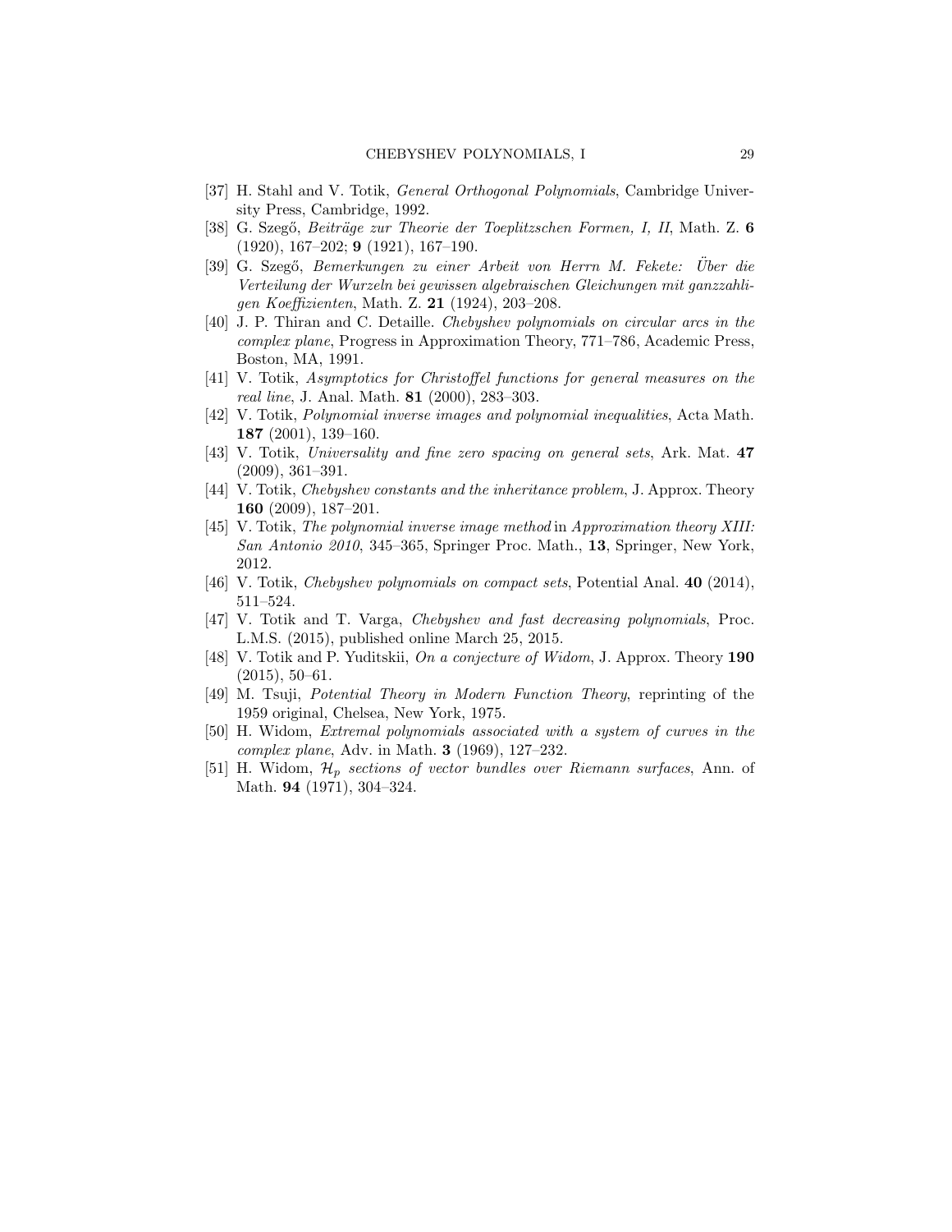[37] H. Stahl and V. Totik, *General Orthogonal Polynomials*, Cambridge University Press, Cambridge, 1992.

[38] G. Szegő, *Beiträge zur Theorie der Toeplitzschen Formen, I, II*, Math. Z. **6** (1920), 167–202; **9** (1921), 167–190.

[39] G. Szegő, *Bemerkungen zu einer Arbeit von Herrn M. Fekete: Über die Verteilung der Wurzeln bei gewissen algebraischen Gleichungen mit ganzzahligen Koeffizienten*, Math. Z. **21** (1924), 203–208.

[40] J. P. Thiran and C. Detaille. *Chebyshev polynomials on circular arcs in the complex plane*, Progress in Approximation Theory, 771–786, Academic Press, Boston, MA, 1991.

[41] V. Totik, *Asymptotics for Christoffel functions for general measures on the real line*, J. Anal. Math. **81** (2000), 283–303.

[42] V. Totik, *Polynomial inverse images and polynomial inequalities*, Acta Math. **187** (2001), 139–160.

[43] V. Totik, *Universality and fine zero spacing on general sets*, Ark. Mat. **47** (2009), 361–391.

[44] V. Totik, *Chebyshev constants and the inheritance problem*, J. Approx. Theory **160** (2009), 187–201.

[45] V. Totik, *The polynomial inverse image method* in *Approximation theory XIII: San Antonio 2010*, 345–365, Springer Proc. Math., **13**, Springer, New York, 2012.

[46] V. Totik, *Chebyshev polynomials on compact sets*, Potential Anal. **40** (2014), 511–524.

[47] V. Totik and T. Varga, *Chebyshev and fast decreasing polynomials*, Proc. L.M.S. (2015), published online March 25, 2015.

[48] V. Totik and P. Yuditskii, *On a conjecture of Widom*, J. Approx. Theory **190** (2015), 50–61.

[49] M. Tsuji, *Potential Theory in Modern Function Theory*, reprinting of the 1959 original, Chelsea, New York, 1975.

[50] H. Widom, *Extremal polynomials associated with a system of curves in the complex plane*, Adv. in Math. **3** (1969), 127–232.

[51] H. Widom, *$\mathcal{H}_p$ sections of vector bundles over Riemann surfaces*, Ann. of Math. **94** (1971), 304–324.